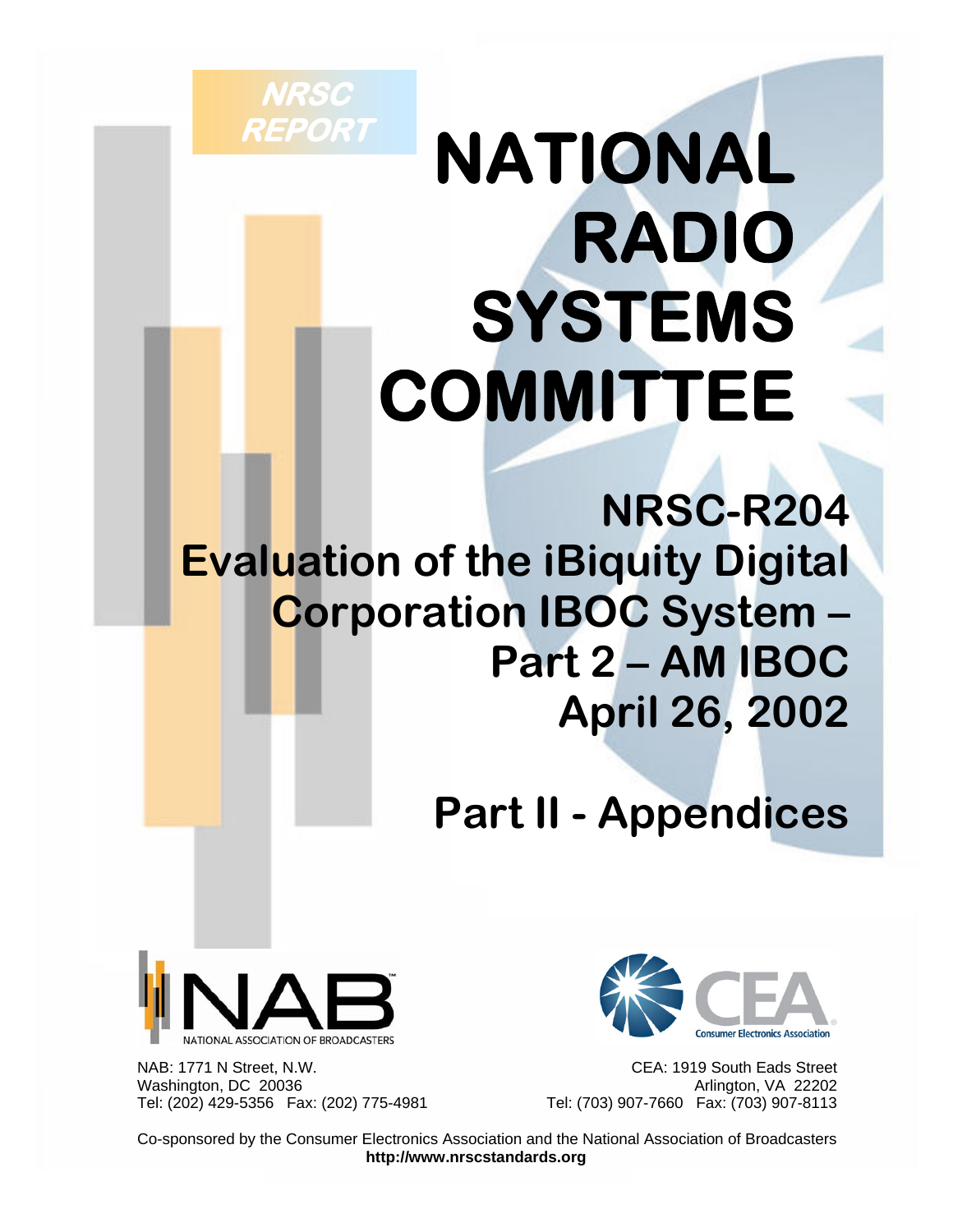NRSC REPORT

# NATIONAL RADIO SYSTEMS COMMITTEE

## NRSC-R204
## Evaluation of the iBiquity Digital Corporation IBOC System – Part 2 – AM IBOC
## April 26, 2002

## Part II - Appendices

NAB
NATIONAL ASSOCIATION OF BROADCASTERS

CEA
Consumer Electronics Association

NAB: 1771 N Street, N.W.
Washington, DC 20036
Tel: (202) 429-5356 Fax: (202) 775-4981

CEA: 1919 South Eads Street
Arlington, VA 22202
Tel: (703) 907-7660 Fax: (703) 907-8113

Co-sponsored by the Consumer Electronics Association and the National Association of Broadcasters
**http://www.nrscstandards.org**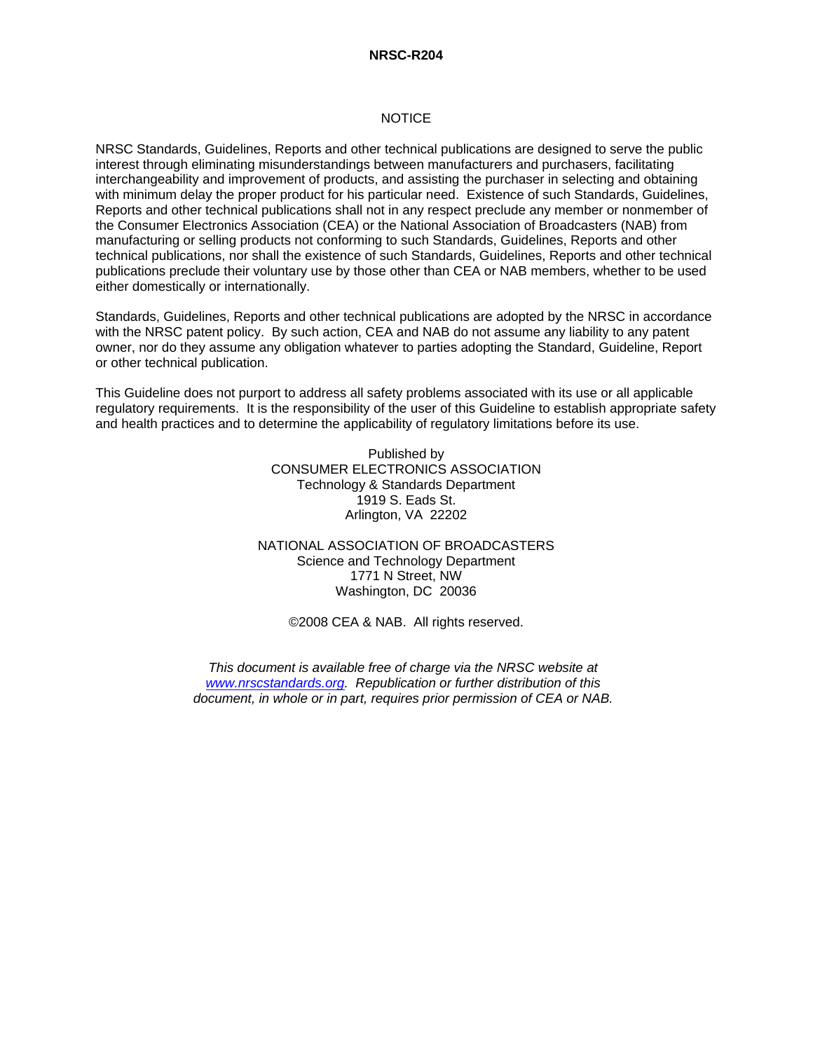NOTICE

NRSC Standards, Guidelines, Reports and other technical publications are designed to serve the public interest through eliminating misunderstandings between manufacturers and purchasers, facilitating interchangeability and improvement of products, and assisting the purchaser in selecting and obtaining with minimum delay the proper product for his particular need. Existence of such Standards, Guidelines, Reports and other technical publications shall not in any respect preclude any member or nonmember of the Consumer Electronics Association (CEA) or the National Association of Broadcasters (NAB) from manufacturing or selling products not conforming to such Standards, Guidelines, Reports and other technical publications, nor shall the existence of such Standards, Guidelines, Reports and other technical publications preclude their voluntary use by those other than CEA or NAB members, whether to be used either domestically or internationally.

Standards, Guidelines, Reports and other technical publications are adopted by the NRSC in accordance with the NRSC patent policy. By such action, CEA and NAB do not assume any liability to any patent owner, nor do they assume any obligation whatever to parties adopting the Standard, Guideline, Report or other technical publication.

This Guideline does not purport to address all safety problems associated with its use or all applicable regulatory requirements. It is the responsibility of the user of this Guideline to establish appropriate safety and health practices and to determine the applicability of regulatory limitations before its use.

Published by
CONSUMER ELECTRONICS ASSOCIATION
Technology & Standards Department
1919 S. Eads St.
Arlington, VA 22202

NATIONAL ASSOCIATION OF BROADCASTERS
Science and Technology Department
1771 N Street, NW
Washington, DC 20036

©2008 CEA & NAB. All rights reserved.

*This document is available free of charge via the NRSC website at [www.nrscstandards.org](http://www.nrscstandards.org). Republication or further distribution of this document, in whole or in part, requires prior permission of CEA or NAB.*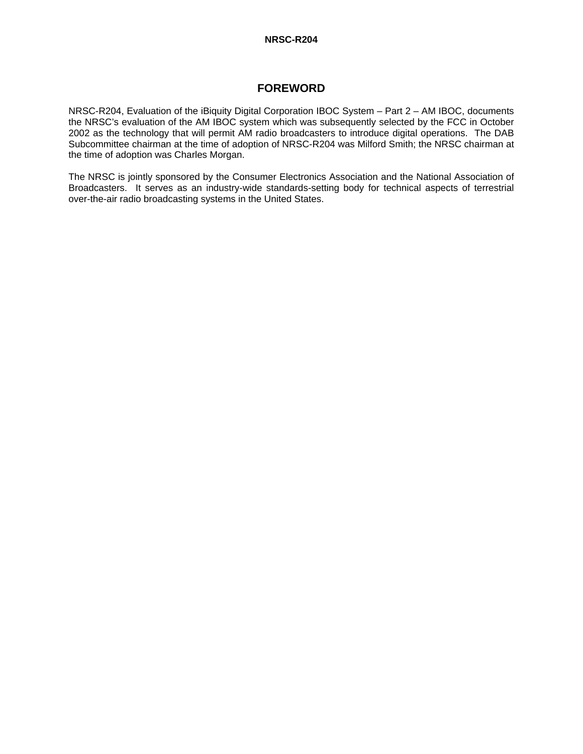# FOREWORD

NRSC-R204, Evaluation of the iBiquity Digital Corporation IBOC System – Part 2 – AM IBOC, documents the NRSC's evaluation of the AM IBOC system which was subsequently selected by the FCC in October 2002 as the technology that will permit AM radio broadcasters to introduce digital operations. The DAB Subcommittee chairman at the time of adoption of NRSC-R204 was Milford Smith; the NRSC chairman at the time of adoption was Charles Morgan.

The NRSC is jointly sponsored by the Consumer Electronics Association and the National Association of Broadcasters. It serves as an industry-wide standards-setting body for technical aspects of terrestrial over-the-air radio broadcasting systems in the United States.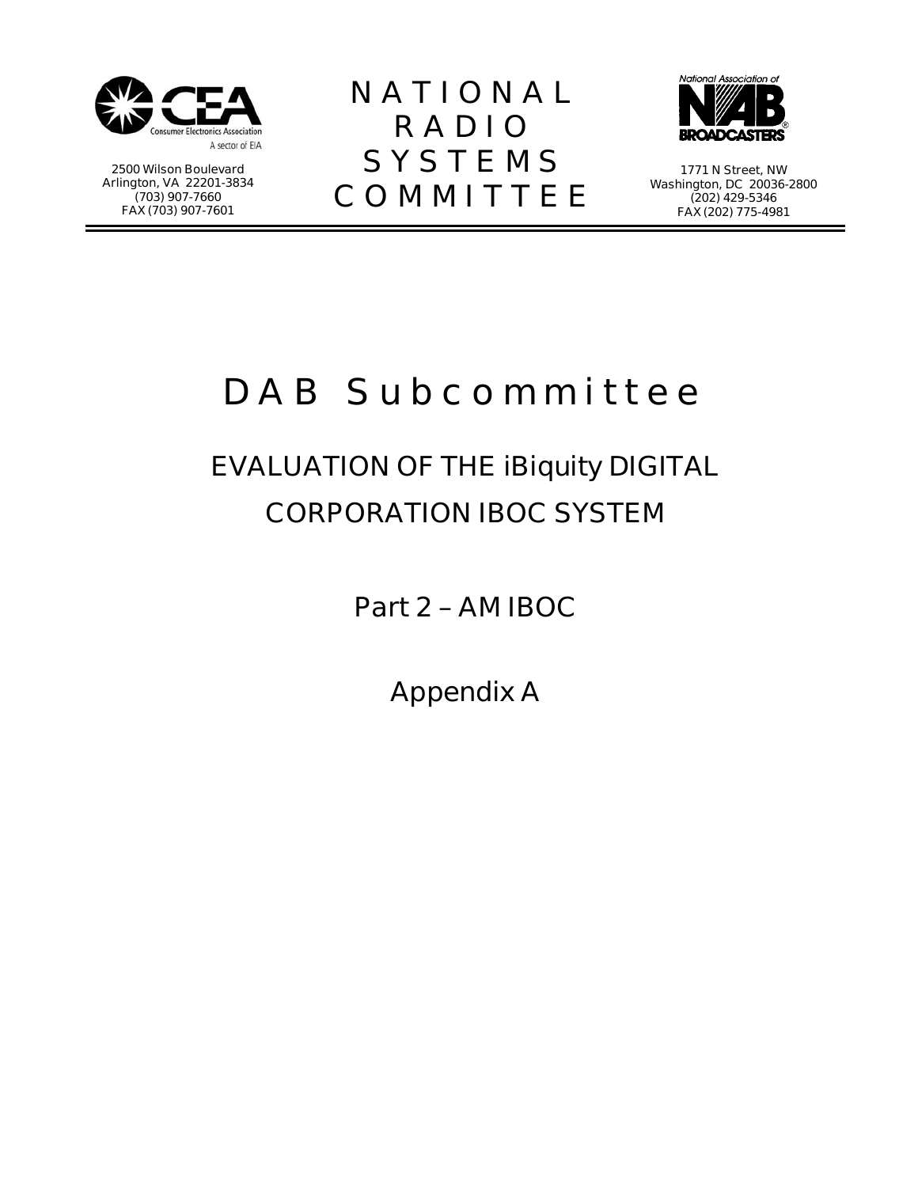CEA

Consumer Electronics Association

A sector of EIA

2500 Wilson Boulevard
Arlington, VA 22201-3834
(703) 907-7660
FAX (703) 907-7601

# NATIONAL RADIO SYSTEMS COMMITTEE

National Association of
NAB
BROADCASTERS

1771 N Street, NW
Washington, DC 20036-2800
(202) 429-5346
FAX (202) 775-4981

# DAB Subcommittee

## EVALUATION OF THE iBiquity DIGITAL CORPORATION IBOC SYSTEM

## Part 2 – AM IBOC

## Appendix A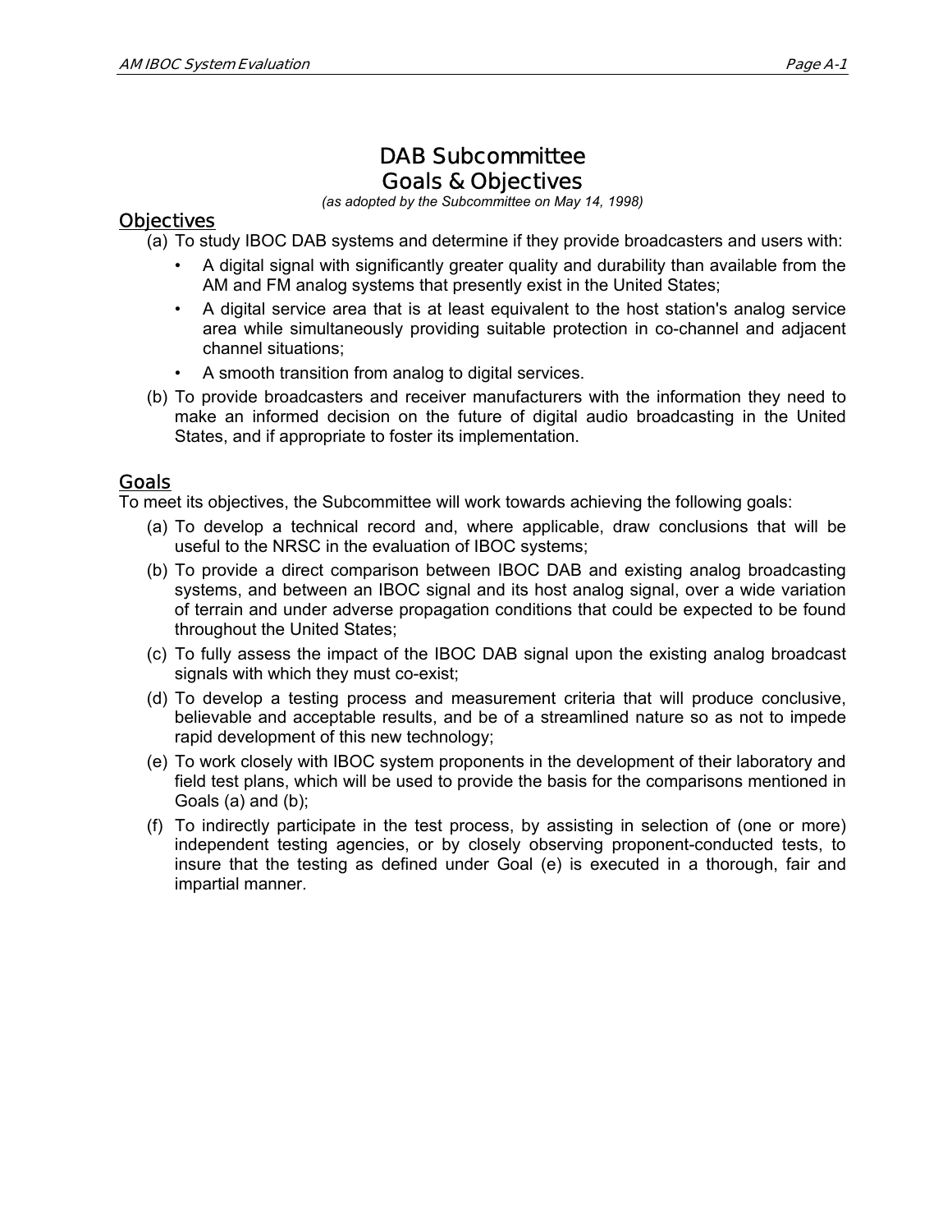# DAB Subcommittee Goals & Objectives

*(as adopted by the Subcommittee on May 14, 1998)*

## Objectives

(a) To study IBOC DAB systems and determine if they provide broadcasters and users with:

- A digital signal with significantly greater quality and durability than available from the AM and FM analog systems that presently exist in the United States;
- A digital service area that is at least equivalent to the host station's analog service area while simultaneously providing suitable protection in co-channel and adjacent channel situations;
- A smooth transition from analog to digital services.

(b) To provide broadcasters and receiver manufacturers with the information they need to make an informed decision on the future of digital audio broadcasting in the United States, and if appropriate to foster its implementation.

## Goals

To meet its objectives, the Subcommittee will work towards achieving the following goals:

(a) To develop a technical record and, where applicable, draw conclusions that will be useful to the NRSC in the evaluation of IBOC systems;

(b) To provide a direct comparison between IBOC DAB and existing analog broadcasting systems, and between an IBOC signal and its host analog signal, over a wide variation of terrain and under adverse propagation conditions that could be expected to be found throughout the United States;

(c) To fully assess the impact of the IBOC DAB signal upon the existing analog broadcast signals with which they must co-exist;

(d) To develop a testing process and measurement criteria that will produce conclusive, believable and acceptable results, and be of a streamlined nature so as not to impede rapid development of this new technology;

(e) To work closely with IBOC system proponents in the development of their laboratory and field test plans, which will be used to provide the basis for the comparisons mentioned in Goals (a) and (b);

(f) To indirectly participate in the test process, by assisting in selection of (one or more) independent testing agencies, or by closely observing proponent-conducted tests, to insure that the testing as defined under Goal (e) is executed in a thorough, fair and impartial manner.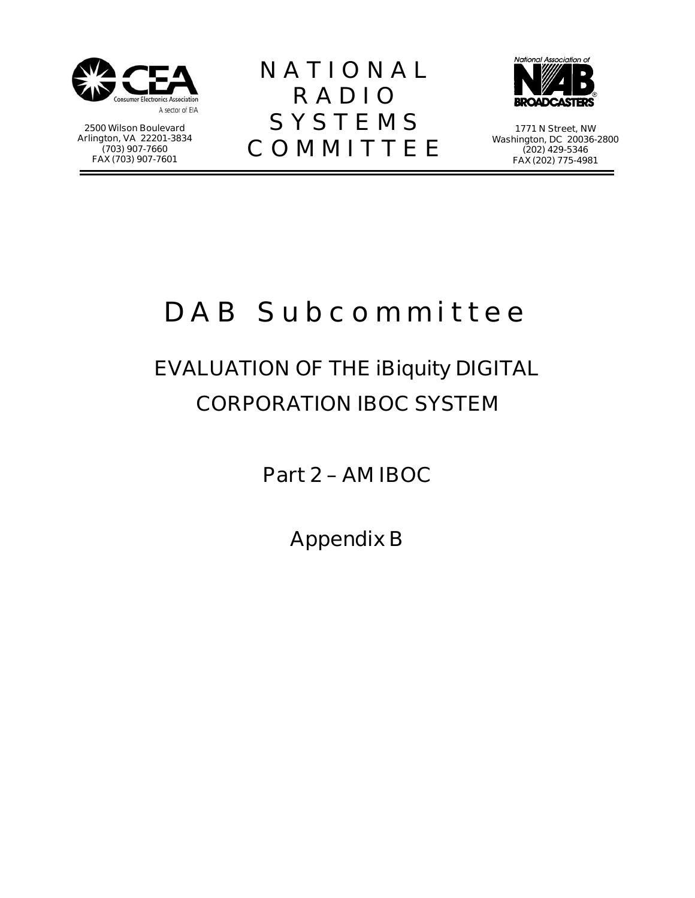2500 Wilson Boulevard
Arlington, VA 22201-3834
(703) 907-7660
FAX (703) 907-7601

# NATIONAL RADIO SYSTEMS COMMITTEE

1771 N Street, NW
Washington, DC 20036-2800
(202) 429-5346
FAX (202) 775-4981

# DAB Subcommittee

## EVALUATION OF THE iBiquity DIGITAL CORPORATION IBOC SYSTEM

## Part 2 – AM IBOC

## Appendix B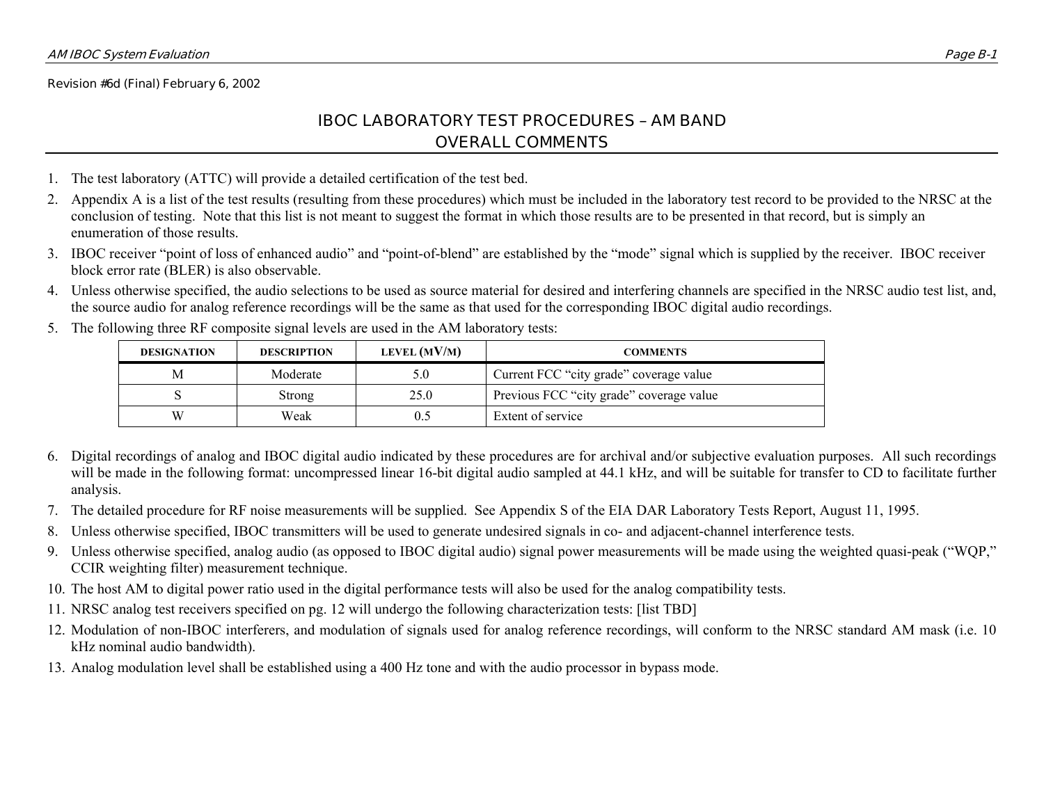Revision #6d (Final) February 6, 2002

# IBOC LABORATORY TEST PROCEDURES – AM BAND
# OVERALL COMMENTS

1. The test laboratory (ATTC) will provide a detailed certification of the test bed.
2. Appendix A is a list of the test results (resulting from these procedures) which must be included in the laboratory test record to be provided to the NRSC at the conclusion of testing. Note that this list is not meant to suggest the format in which those results are to be presented in that record, but is simply an enumeration of those results.
3. IBOC receiver "point of loss of enhanced audio" and "point-of-blend" are established by the "mode" signal which is supplied by the receiver. IBOC receiver block error rate (BLER) is also observable.
4. Unless otherwise specified, the audio selections to be used as source material for desired and interfering channels are specified in the NRSC audio test list, and, the source audio for analog reference recordings will be the same as that used for the corresponding IBOC digital audio recordings.
5. The following three RF composite signal levels are used in the AM laboratory tests:

| DESIGNATION | DESCRIPTION | LEVEL (mV/m) | COMMENTS |
|---|---|---|---|
| M | Moderate | 5.0 | Current FCC "city grade" coverage value |
| S | Strong | 25.0 | Previous FCC "city grade" coverage value |
| W | Weak | 0.5 | Extent of service |

6. Digital recordings of analog and IBOC digital audio indicated by these procedures are for archival and/or subjective evaluation purposes. All such recordings will be made in the following format: uncompressed linear 16-bit digital audio sampled at 44.1 kHz, and will be suitable for transfer to CD to facilitate further analysis.
7. The detailed procedure for RF noise measurements will be supplied. See Appendix S of the EIA DAR Laboratory Tests Report, August 11, 1995.
8. Unless otherwise specified, IBOC transmitters will be used to generate undesired signals in co- and adjacent-channel interference tests.
9. Unless otherwise specified, analog audio (as opposed to IBOC digital audio) signal power measurements will be made using the weighted quasi-peak ("WQP," CCIR weighting filter) measurement technique.
10. The host AM to digital power ratio used in the digital performance tests will also be used for the analog compatibility tests.
11. NRSC analog test receivers specified on pg. 12 will undergo the following characterization tests: [list TBD]
12. Modulation of non-IBOC interferers, and modulation of signals used for analog reference recordings, will conform to the NRSC standard AM mask (i.e. 10 kHz nominal audio bandwidth).
13. Analog modulation level shall be established using a 400 Hz tone and with the audio processor in bypass mode.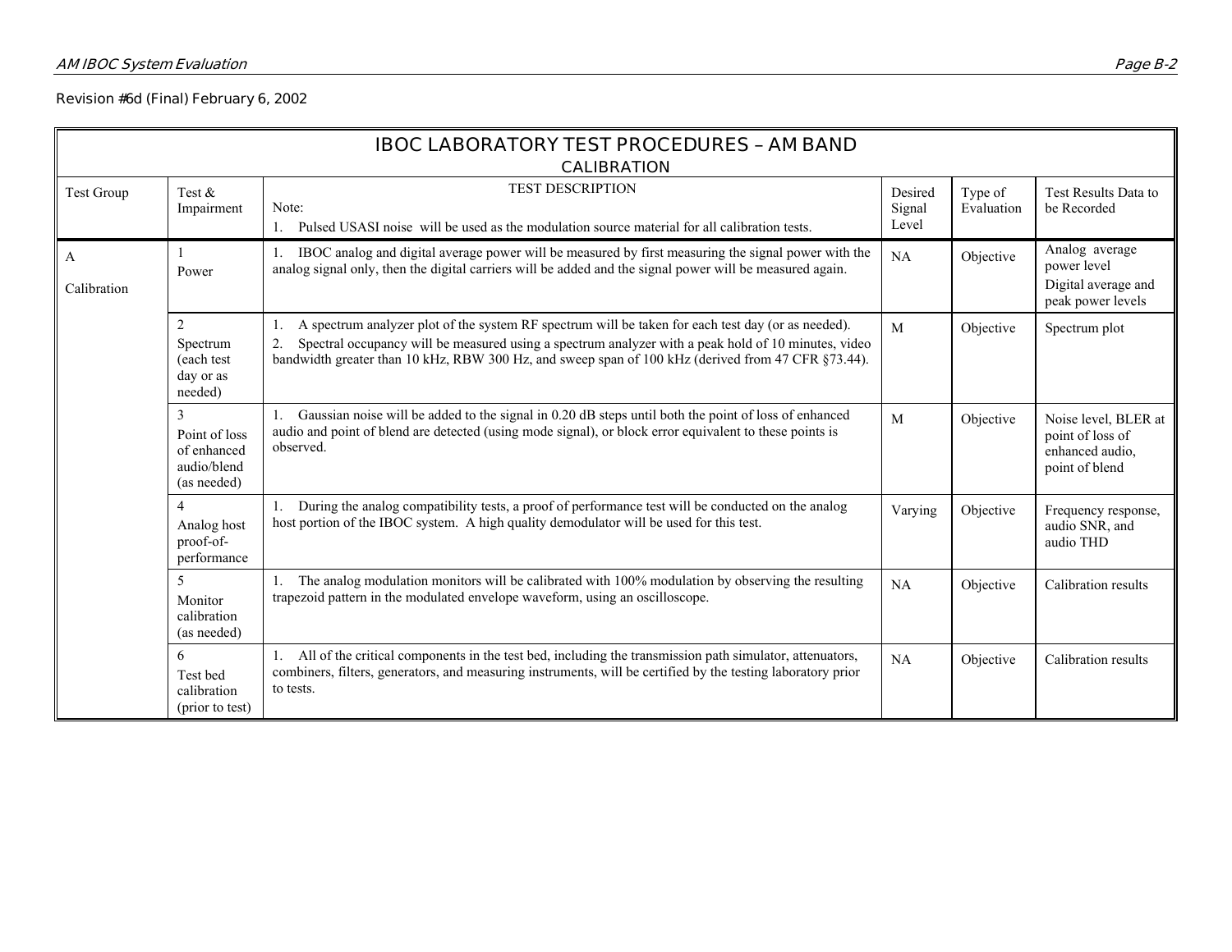Revision #6d (Final) February 6, 2002

## IBOC LABORATORY TEST PROCEDURES – AM BAND

### CALIBRATION

| Test Group | Test & Impairment | TEST DESCRIPTION<br>Note:<br>1. Pulsed USASI noise will be used as the modulation source material for all calibration tests. | Desired Signal Level | Type of Evaluation | Test Results Data to be Recorded |
|---|---|---|---|---|---|
| A<br>Calibration | 1<br>Power | 1. IBOC analog and digital average power will be measured by first measuring the signal power with the analog signal only, then the digital carriers will be added and the signal power will be measured again. | NA | Objective | Analog average power level<br>Digital average and peak power levels |
| | 2<br>Spectrum (each test day or as needed) | 1. A spectrum analyzer plot of the system RF spectrum will be taken for each test day (or as needed).<br>2. Spectral occupancy will be measured using a spectrum analyzer with a peak hold of 10 minutes, video bandwidth greater than 10 kHz, RBW 300 Hz, and sweep span of 100 kHz (derived from 47 CFR §73.44). | M | Objective | Spectrum plot |
| | 3<br>Point of loss of enhanced audio/blend (as needed) | 1. Gaussian noise will be added to the signal in 0.20 dB steps until both the point of loss of enhanced audio and point of blend are detected (using mode signal), or block error equivalent to these points is observed. | M | Objective | Noise level, BLER at point of loss of enhanced audio, point of blend |
| | 4<br>Analog host proof-of-performance | 1. During the analog compatibility tests, a proof of performance test will be conducted on the analog host portion of the IBOC system. A high quality demodulator will be used for this test. | Varying | Objective | Frequency response, audio SNR, and audio THD |
| | 5<br>Monitor calibration (as needed) | 1. The analog modulation monitors will be calibrated with 100% modulation by observing the resulting trapezoid pattern in the modulated envelope waveform, using an oscilloscope. | NA | Objective | Calibration results |
| | 6<br>Test bed calibration (prior to test) | 1. All of the critical components in the test bed, including the transmission path simulator, attenuators, combiners, filters, generators, and measuring instruments, will be certified by the testing laboratory prior to tests. | NA | Objective | Calibration results |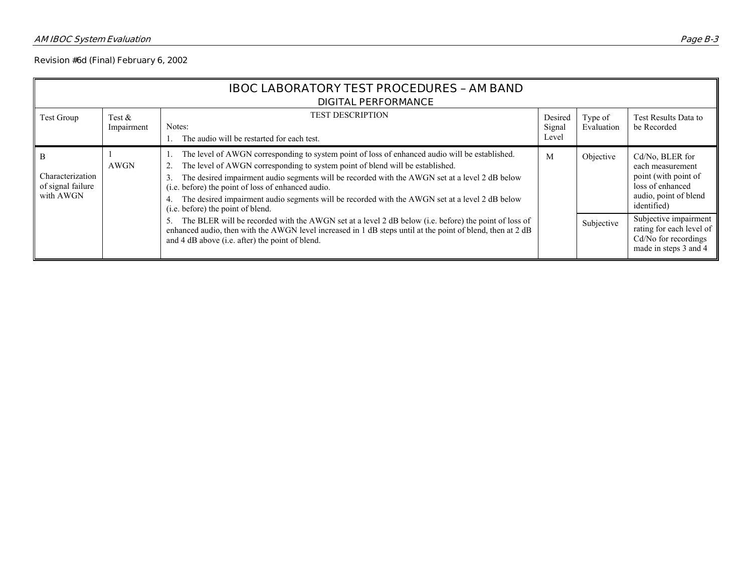Revision #6d (Final) February 6, 2002

| IBOC LABORATORY TEST PROCEDURES – AM BAND<br>DIGITAL PERFORMANCE | | | | | |
|---|---|---|---|---|---|
| Test Group | Test & Impairment | TEST DESCRIPTION<br>Notes:<br>1. The audio will be restarted for each test. | Desired Signal Level | Type of Evaluation | Test Results Data to be Recorded |
| B<br><br>Characterization of signal failure with AWGN | 1<br>AWGN | 1. The level of AWGN corresponding to system point of loss of enhanced audio will be established.<br>2. The level of AWGN corresponding to system point of blend will be established.<br>3. The desired impairment audio segments will be recorded with the AWGN set at a level 2 dB below (i.e. before) the point of loss of enhanced audio.<br>4. The desired impairment audio segments will be recorded with the AWGN set at a level 2 dB below (i.e. before) the point of blend.<br>5. The BLER will be recorded with the AWGN set at a level 2 dB below (i.e. before) the point of loss of enhanced audio, then with the AWGN level increased in 1 dB steps until at the point of blend, then at 2 dB and 4 dB above (i.e. after) the point of blend. | M | Objective | Cd/No, BLER for each measurement point (with point of loss of enhanced audio, point of blend identified) |
| | | | | Subjective | Subjective impairment rating for each level of Cd/No for recordings made in steps 3 and 4 |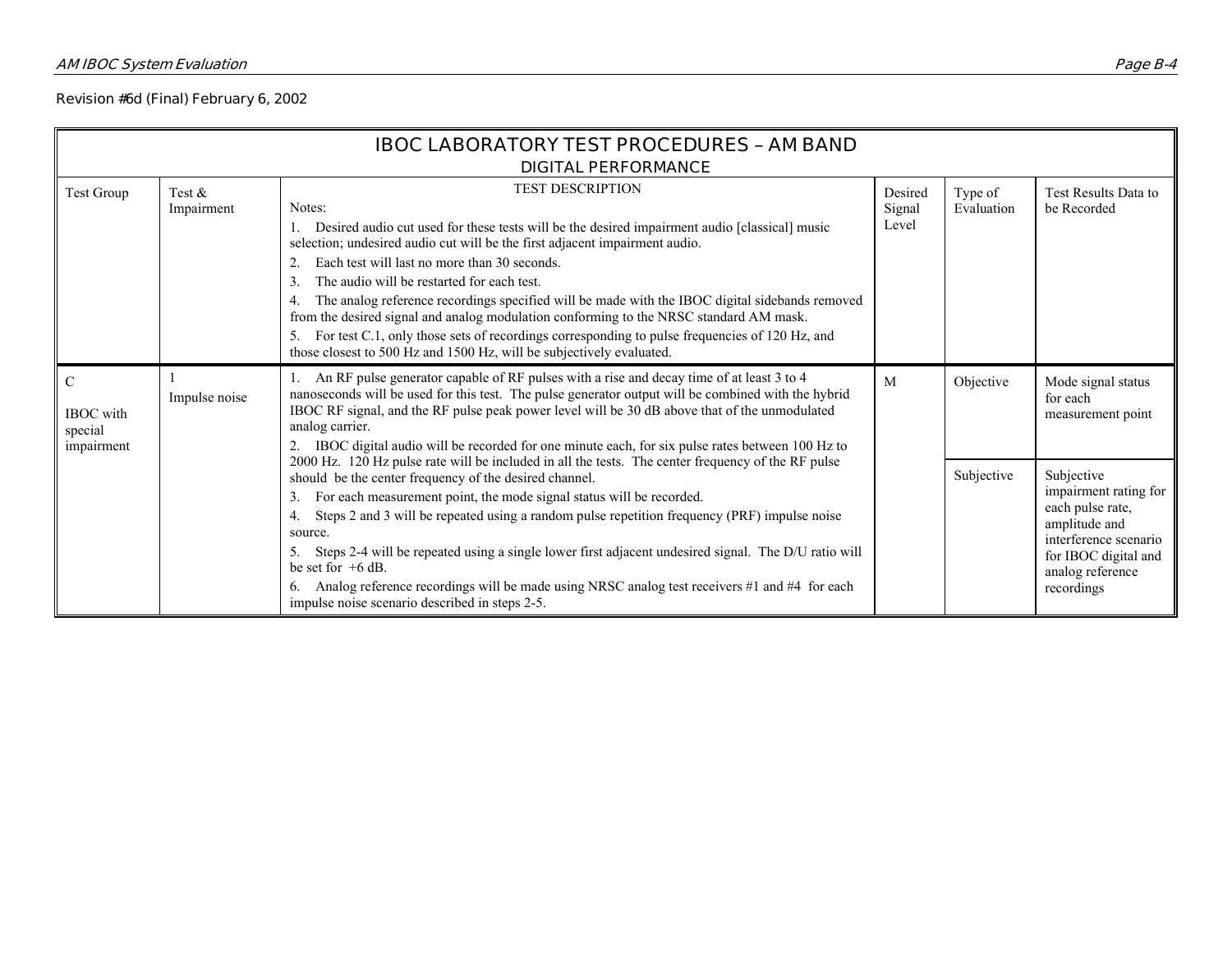Revision #6d (Final) February 6, 2002

# IBOC LABORATORY TEST PROCEDURES – AM BAND

## DIGITAL PERFORMANCE

| Test Group | Test & Impairment | TEST DESCRIPTION | Desired Signal Level | Type of Evaluation | Test Results Data to be Recorded |
|---|---|---|---|---|---|
| | | Notes:<br>1. Desired audio cut used for these tests will be the desired impairment audio [classical] music selection; undesired audio cut will be the first adjacent impairment audio.<br>2. Each test will last no more than 30 seconds.<br>3. The audio will be restarted for each test.<br>4. The analog reference recordings specified will be made with the IBOC digital sidebands removed from the desired signal and analog modulation conforming to the NRSC standard AM mask.<br>5. For test C.1, only those sets of recordings corresponding to pulse frequencies of 120 Hz, and those closest to 500 Hz and 1500 Hz, will be subjectively evaluated. | | | |
| C<br><br>IBOC with special impairment | 1<br>Impulse noise | 1. An RF pulse generator capable of RF pulses with a rise and decay time of at least 3 to 4 nanoseconds will be used for this test. The pulse generator output will be combined with the hybrid IBOC RF signal, and the RF pulse peak power level will be 30 dB above that of the unmodulated analog carrier.<br>2. IBOC digital audio will be recorded for one minute each, for six pulse rates between 100 Hz to 2000 Hz. 120 Hz pulse rate will be included in all the tests. The center frequency of the RF pulse should be the center frequency of the desired channel.<br>3. For each measurement point, the mode signal status will be recorded.<br>4. Steps 2 and 3 will be repeated using a random pulse repetition frequency (PRF) impulse noise source.<br>5. Steps 2-4 will be repeated using a single lower first adjacent undesired signal. The D/U ratio will be set for +6 dB.<br>6. Analog reference recordings will be made using NRSC analog test receivers #1 and #4 for each impulse noise scenario described in steps 2-5. | M | Objective | Mode signal status for each measurement point |
| | | | | Subjective | Subjective impairment rating for each pulse rate, amplitude and interference scenario for IBOC digital and analog reference recordings |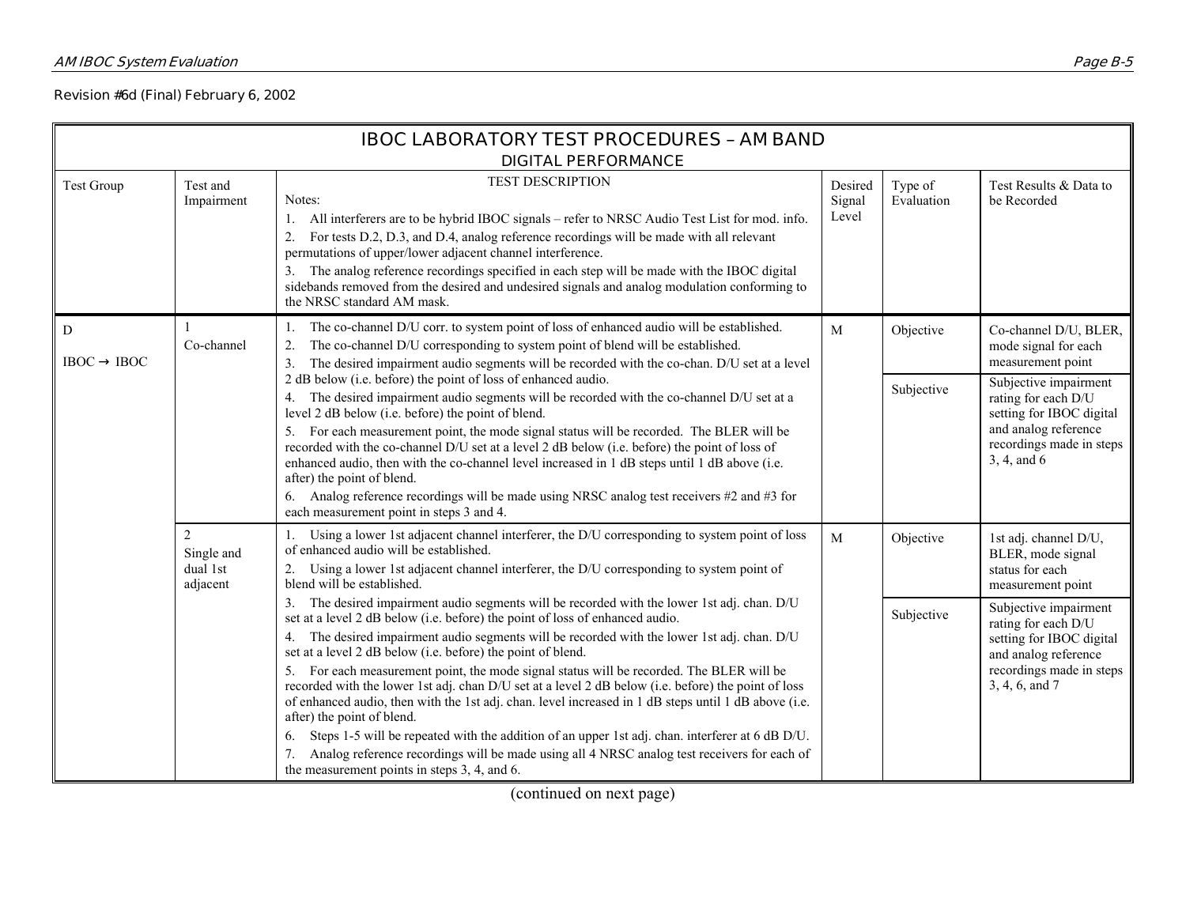Revision #6d (Final) February 6, 2002

# IBOC LABORATORY TEST PROCEDURES – AM BAND

## DIGITAL PERFORMANCE

| Test Group | Test and Impairment | TEST DESCRIPTION | Desired Signal Level | Type of Evaluation | Test Results & Data to be Recorded |
|---|---|---|---|---|---|
| | | Notes:<br>1. All interferers are to be hybrid IBOC signals – refer to NRSC Audio Test List for mod. info.<br>2. For tests D.2, D.3, and D.4, analog reference recordings will be made with all relevant permutations of upper/lower adjacent channel interference.<br>3. The analog reference recordings specified in each step will be made with the IBOC digital sidebands removed from the desired and undesired signals and analog modulation conforming to the NRSC standard AM mask. | | | |
| D<br>IBOC → IBOC | 1<br>Co-channel | 1. The co-channel D/U corr. to system point of loss of enhanced audio will be established.<br>2. The co-channel D/U corresponding to system point of blend will be established.<br>3. The desired impairment audio segments will be recorded with the co-chan. D/U set at a level 2 dB below (i.e. before) the point of loss of enhanced audio.<br>4. The desired impairment audio segments will be recorded with the co-channel D/U set at a level 2 dB below (i.e. before) the point of blend.<br>5. For each measurement point, the mode signal status will be recorded. The BLER will be recorded with the co-channel D/U set at a level 2 dB below (i.e. before) the point of loss of enhanced audio, then with the co-channel level increased in 1 dB steps until 1 dB above (i.e. after) the point of blend.<br>6. Analog reference recordings will be made using NRSC analog test receivers #2 and #3 for each measurement point in steps 3 and 4. | M | Objective | Co-channel D/U, BLER, mode signal for each measurement point |
| | | | | Subjective | Subjective impairment rating for each D/U setting for IBOC digital and analog reference recordings made in steps 3, 4, and 6 |
| | 2<br>Single and dual 1st adjacent | 1. Using a lower 1st adjacent channel interferer, the D/U corresponding to system point of loss of enhanced audio will be established.<br>2. Using a lower 1st adjacent channel interferer, the D/U corresponding to system point of blend will be established.<br>3. The desired impairment audio segments will be recorded with the lower 1st adj. chan. D/U set at a level 2 dB below (i.e. before) the point of loss of enhanced audio.<br>4. The desired impairment audio segments will be recorded with the lower 1st adj. chan. D/U set at a level 2 dB below (i.e. before) the point of blend.<br>5. For each measurement point, the mode signal status will be recorded. The BLER will be recorded with the lower 1st adj. chan D/U set at a level 2 dB below (i.e. before) the point of loss of enhanced audio, then with the 1st adj. chan. level increased in 1 dB steps until 1 dB above (i.e. after) the point of blend.<br>6. Steps 1-5 will be repeated with the addition of an upper 1st adj. chan. interferer at 6 dB D/U.<br>7. Analog reference recordings will be made using all 4 NRSC analog test receivers for each of the measurement points in steps 3, 4, and 6. | M | Objective | 1st adj. channel D/U, BLER, mode signal status for each measurement point |
| | | | | Subjective | Subjective impairment rating for each D/U setting for IBOC digital and analog reference recordings made in steps 3, 4, 6, and 7 |

(continued on next page)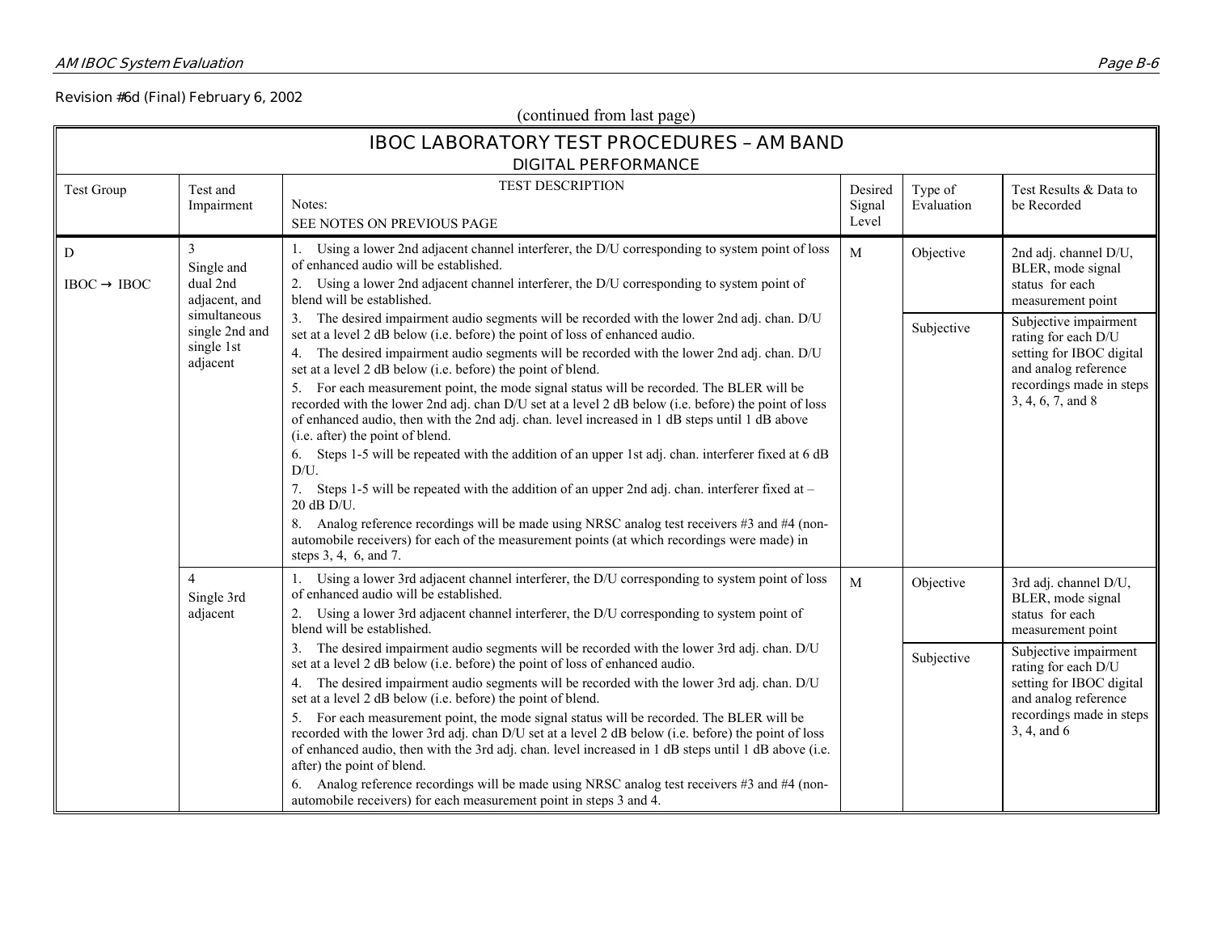Revision #6d (Final) February 6, 2002

(continued from last page)

## IBOC LABORATORY TEST PROCEDURES – AM BAND

### DIGITAL PERFORMANCE

| Test Group | Test and Impairment | TEST DESCRIPTION<br>Notes:<br>SEE NOTES ON PREVIOUS PAGE | Desired Signal Level | Type of Evaluation | Test Results & Data to be Recorded |
|---|---|---|---|---|---|
| D<br><br>IBOC → IBOC | 3<br>Single and dual 2nd adjacent, and simultaneous single 2nd and single 1st adjacent | 1. Using a lower 2nd adjacent channel interferer, the D/U corresponding to system point of loss of enhanced audio will be established.<br>2. Using a lower 2nd adjacent channel interferer, the D/U corresponding to system point of blend will be established.<br>3. The desired impairment audio segments will be recorded with the lower 2nd adj. chan. D/U set at a level 2 dB below (i.e. before) the point of loss of enhanced audio.<br>4. The desired impairment audio segments will be recorded with the lower 2nd adj. chan. D/U set at a level 2 dB below (i.e. before) the point of blend.<br>5. For each measurement point, the mode signal status will be recorded. The BLER will be recorded with the lower 2nd adj. chan D/U set at a level 2 dB below (i.e. before) the point of loss of enhanced audio, then with the 2nd adj. chan. level increased in 1 dB steps until 1 dB above (i.e. after) the point of blend.<br>6. Steps 1-5 will be repeated with the addition of an upper 1st adj. chan. interferer fixed at 6 dB D/U.<br>7. Steps 1-5 will be repeated with the addition of an upper 2nd adj. chan. interferer fixed at –20 dB D/U.<br>8. Analog reference recordings will be made using NRSC analog test receivers #3 and #4 (non-automobile receivers) for each of the measurement points (at which recordings were made) in steps 3, 4, 6, and 7. | M | Objective | 2nd adj. channel D/U, BLER, mode signal status for each measurement point |
| | | | | Subjective | Subjective impairment rating for each D/U setting for IBOC digital and analog reference recordings made in steps 3, 4, 6, 7, and 8 |
| | 4<br>Single 3rd adjacent | 1. Using a lower 3rd adjacent channel interferer, the D/U corresponding to system point of loss of enhanced audio will be established.<br>2. Using a lower 3rd adjacent channel interferer, the D/U corresponding to system point of blend will be established.<br>3. The desired impairment audio segments will be recorded with the lower 3rd adj. chan. D/U set at a level 2 dB below (i.e. before) the point of loss of enhanced audio.<br>4. The desired impairment audio segments will be recorded with the lower 3rd adj. chan. D/U set at a level 2 dB below (i.e. before) the point of blend.<br>5. For each measurement point, the mode signal status will be recorded. The BLER will be recorded with the lower 3rd adj. chan D/U set at a level 2 dB below (i.e. before) the point of loss of enhanced audio, then with the 3rd adj. chan. level increased in 1 dB steps until 1 dB above (i.e. after) the point of blend.<br>6. Analog reference recordings will be made using NRSC analog test receivers #3 and #4 (non-automobile receivers) for each measurement point in steps 3 and 4. | M | Objective | 3rd adj. channel D/U, BLER, mode signal status for each measurement point |
| | | | | Subjective | Subjective impairment rating for each D/U setting for IBOC digital and analog reference recordings made in steps 3, 4, and 6 |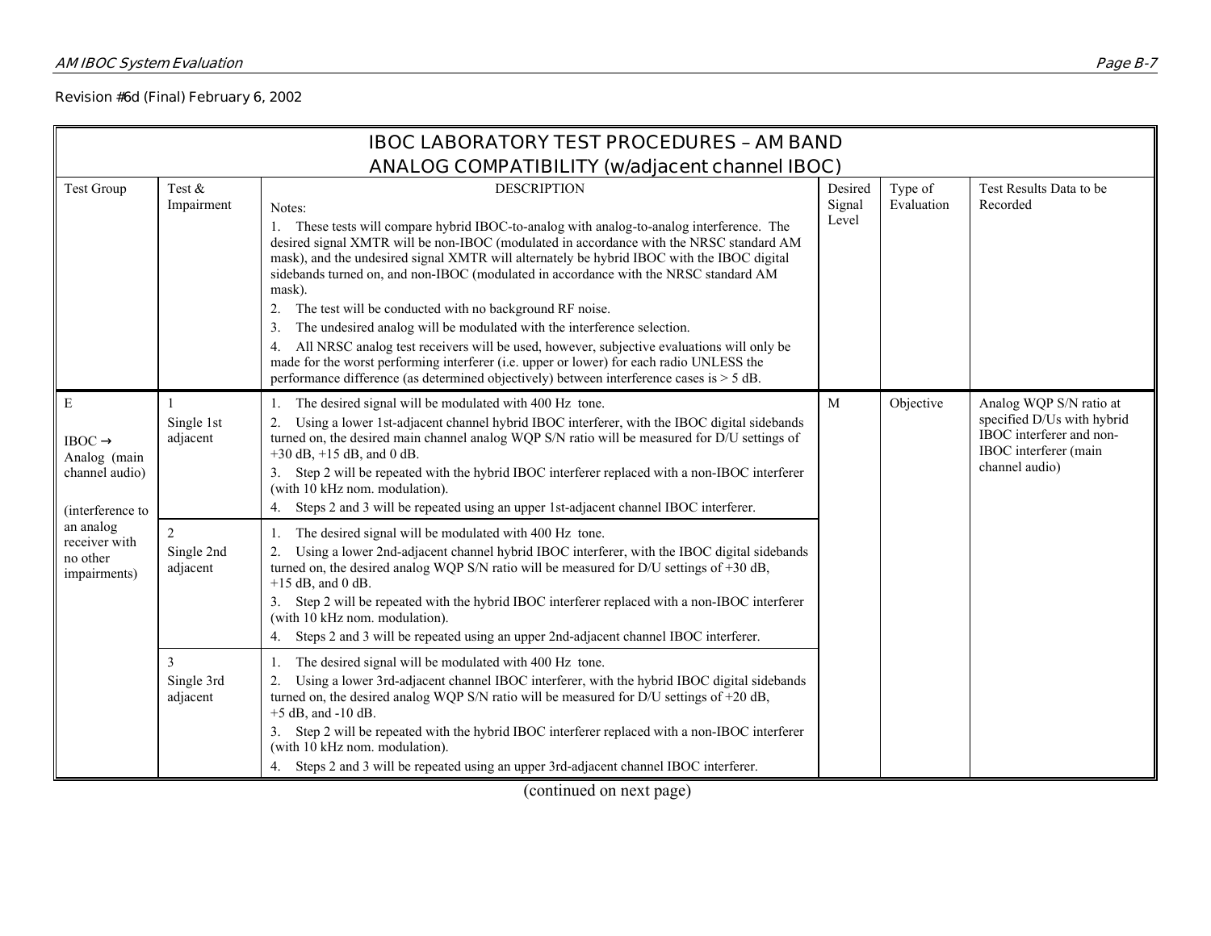Revision #6d (Final) February 6, 2002

## IBOC LABORATORY TEST PROCEDURES – AM BAND
## ANALOG COMPATIBILITY (w/adjacent channel IBOC)

| Test Group | Test & Impairment | DESCRIPTION | Desired Signal Level | Type of Evaluation | Test Results Data to be Recorded |
|---|---|---|---|---|---|
| | | Notes:<br>1. These tests will compare hybrid IBOC-to-analog with analog-to-analog interference. The desired signal XMTR will be non-IBOC (modulated in accordance with the NRSC standard AM mask), and the undesired signal XMTR will alternately be hybrid IBOC with the IBOC digital sidebands turned on, and non-IBOC (modulated in accordance with the NRSC standard AM mask).<br>2. The test will be conducted with no background RF noise.<br>3. The undesired analog will be modulated with the interference selection.<br>4. All NRSC analog test receivers will be used, however, subjective evaluations will only be made for the worst performing interferer (i.e. upper or lower) for each radio UNLESS the performance difference (as determined objectively) between interference cases is > 5 dB. | | | |
| E<br><br>IBOC → Analog (main channel audio)<br><br>(interference to an analog receiver with no other impairments) | 1<br>Single 1st adjacent | 1. The desired signal will be modulated with 400 Hz tone.<br>2. Using a lower 1st-adjacent channel hybrid IBOC interferer, with the IBOC digital sidebands turned on, the desired main channel analog WQP S/N ratio will be measured for D/U settings of +30 dB, +15 dB, and 0 dB.<br>3. Step 2 will be repeated with the hybrid IBOC interferer replaced with a non-IBOC interferer (with 10 kHz nom. modulation).<br>4. Steps 2 and 3 will be repeated using an upper 1st-adjacent channel IBOC interferer. | M | Objective | Analog WQP S/N ratio at specified D/Us with hybrid IBOC interferer and non-IBOC interferer (main channel audio) |
| | 2<br>Single 2nd adjacent | 1. The desired signal will be modulated with 400 Hz tone.<br>2. Using a lower 2nd-adjacent channel hybrid IBOC interferer, with the IBOC digital sidebands turned on, the desired analog WQP S/N ratio will be measured for D/U settings of +30 dB, +15 dB, and 0 dB.<br>3. Step 2 will be repeated with the hybrid IBOC interferer replaced with a non-IBOC interferer (with 10 kHz nom. modulation).<br>4. Steps 2 and 3 will be repeated using an upper 2nd-adjacent channel IBOC interferer. | | | |
| | 3<br>Single 3rd adjacent | 1. The desired signal will be modulated with 400 Hz tone.<br>2. Using a lower 3rd-adjacent channel IBOC interferer, with the hybrid IBOC digital sidebands turned on, the desired analog WQP S/N ratio will be measured for D/U settings of +20 dB, +5 dB, and -10 dB.<br>3. Step 2 will be repeated with the hybrid IBOC interferer replaced with a non-IBOC interferer (with 10 kHz nom. modulation).<br>4. Steps 2 and 3 will be repeated using an upper 3rd-adjacent channel IBOC interferer. | | | |

(continued on next page)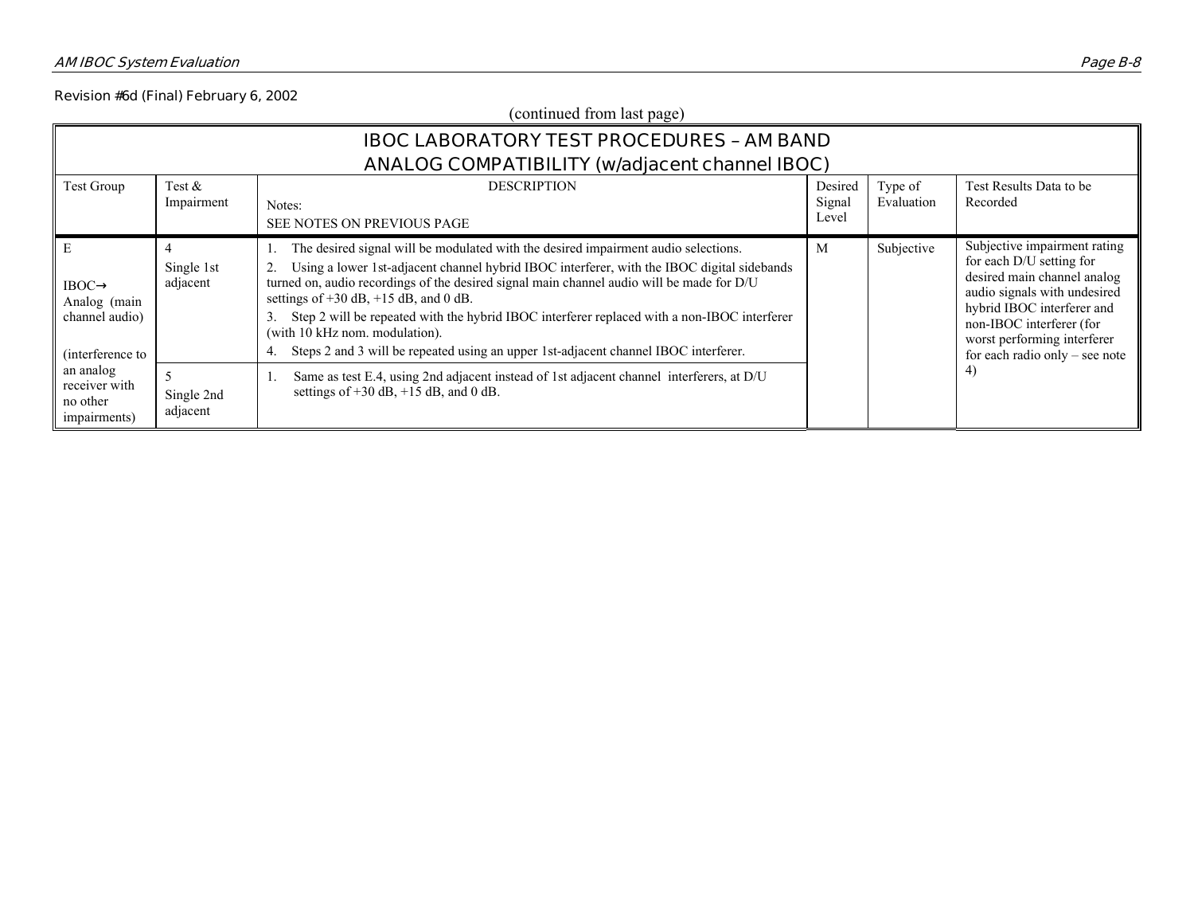Revision #6d (Final) February 6, 2002

(continued from last page)

## IBOC LABORATORY TEST PROCEDURES – AM BAND
## ANALOG COMPATIBILITY (w/adjacent channel IBOC)

| Test Group | Test & Impairment | DESCRIPTION<br>Notes:<br>SEE NOTES ON PREVIOUS PAGE | Desired Signal Level | Type of Evaluation | Test Results Data to be Recorded |
|---|---|---|---|---|---|
| E<br><br>IBOC→ Analog (main channel audio)<br><br>(interference to an analog receiver with no other impairments) | 4<br>Single 1st adjacent | 1. The desired signal will be modulated with the desired impairment audio selections.<br>2. Using a lower 1st-adjacent channel hybrid IBOC interferer, with the IBOC digital sidebands turned on, audio recordings of the desired signal main channel audio will be made for D/U settings of +30 dB, +15 dB, and 0 dB.<br>3. Step 2 will be repeated with the hybrid IBOC interferer replaced with a non-IBOC interferer (with 10 kHz nom. modulation).<br>4. Steps 2 and 3 will be repeated using an upper 1st-adjacent channel IBOC interferer. | M | Subjective | Subjective impairment rating for each D/U setting for desired main channel analog audio signals with undesired hybrid IBOC interferer and non-IBOC interferer (for worst performing interferer for each radio only – see note 4) |
| | 5<br>Single 2nd adjacent | 1. Same as test E.4, using 2nd adjacent instead of 1st adjacent channel interferers, at D/U settings of +30 dB, +15 dB, and 0 dB. | | | |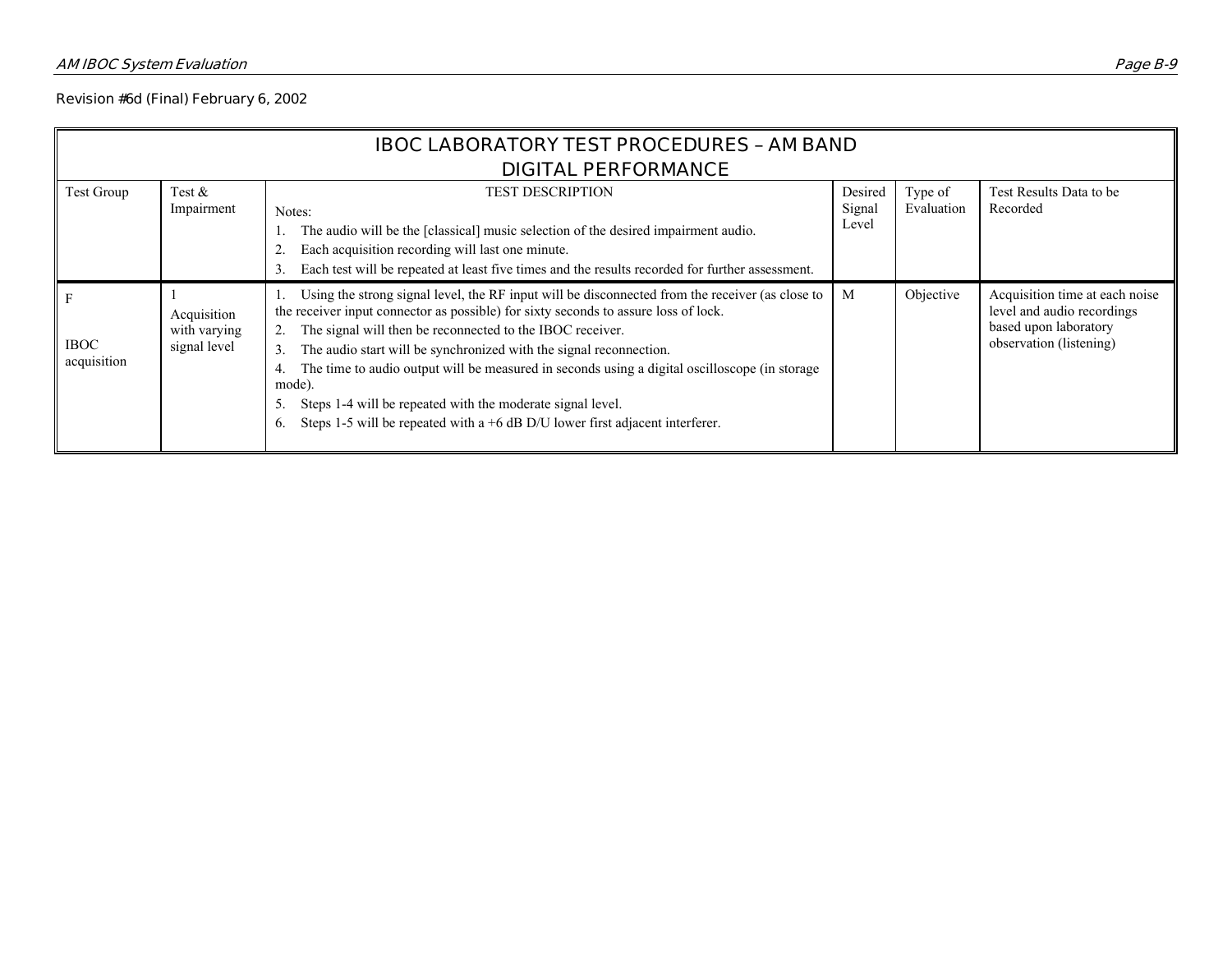Revision #6d (Final) February 6, 2002

| IBOC LABORATORY TEST PROCEDURES – AM BAND DIGITAL PERFORMANCE | | | | | |
|---|---|---|---|---|---|
| Test Group | Test & Impairment | TEST DESCRIPTION<br>Notes:<br>1. The audio will be the [classical] music selection of the desired impairment audio.<br>2. Each acquisition recording will last one minute.<br>3. Each test will be repeated at least five times and the results recorded for further assessment. | Desired Signal Level | Type of Evaluation | Test Results Data to be Recorded |
| F<br><br>IBOC acquisition | 1<br>Acquisition with varying signal level | 1. Using the strong signal level, the RF input will be disconnected from the receiver (as close to the receiver input connector as possible) for sixty seconds to assure loss of lock.<br>2. The signal will then be reconnected to the IBOC receiver.<br>3. The audio start will be synchronized with the signal reconnection.<br>4. The time to audio output will be measured in seconds using a digital oscilloscope (in storage mode).<br>5. Steps 1-4 will be repeated with the moderate signal level.<br>6. Steps 1-5 will be repeated with a +6 dB D/U lower first adjacent interferer. | M | Objective | Acquisition time at each noise level and audio recordings based upon laboratory observation (listening) |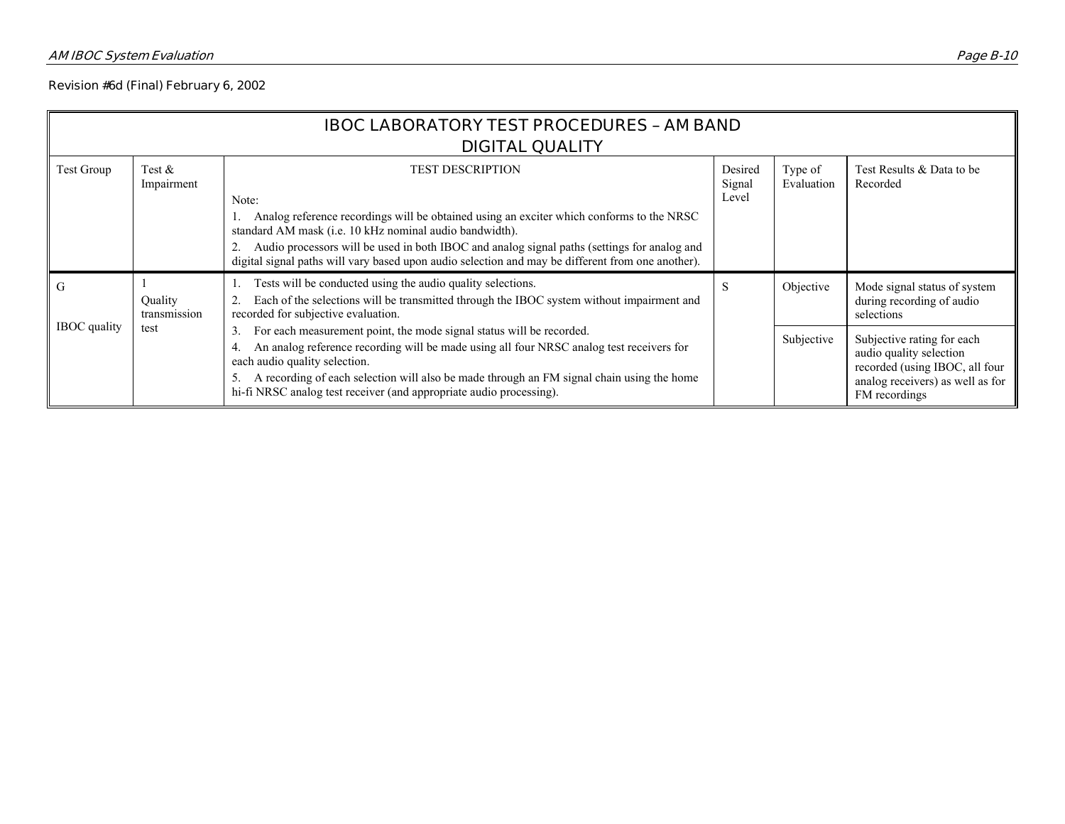Revision #6d (Final) February 6, 2002

| IBOC LABORATORY TEST PROCEDURES – AM BAND<br>DIGITAL QUALITY | | | | | |
|---|---|---|---|---|---|
| Test Group | Test & Impairment | TEST DESCRIPTION<br><br>Note:<br>1. Analog reference recordings will be obtained using an exciter which conforms to the NRSC standard AM mask (i.e. 10 kHz nominal audio bandwidth).<br>2. Audio processors will be used in both IBOC and analog signal paths (settings for analog and digital signal paths will vary based upon audio selection and may be different from one another). | Desired Signal Level | Type of Evaluation | Test Results & Data to be Recorded |
| G<br><br>IBOC quality | 1<br>Quality transmission test | 1. Tests will be conducted using the audio quality selections.<br>2. Each of the selections will be transmitted through the IBOC system without impairment and recorded for subjective evaluation.<br>3. For each measurement point, the mode signal status will be recorded.<br>4. An analog reference recording will be made using all four NRSC analog test receivers for each audio quality selection.<br>5. A recording of each selection will also be made through an FM signal chain using the home hi-fi NRSC analog test receiver (and appropriate audio processing). | S | Objective | Mode signal status of system during recording of audio selections |
| | | | | Subjective | Subjective rating for each audio quality selection recorded (using IBOC, all four analog receivers) as well as for FM recordings |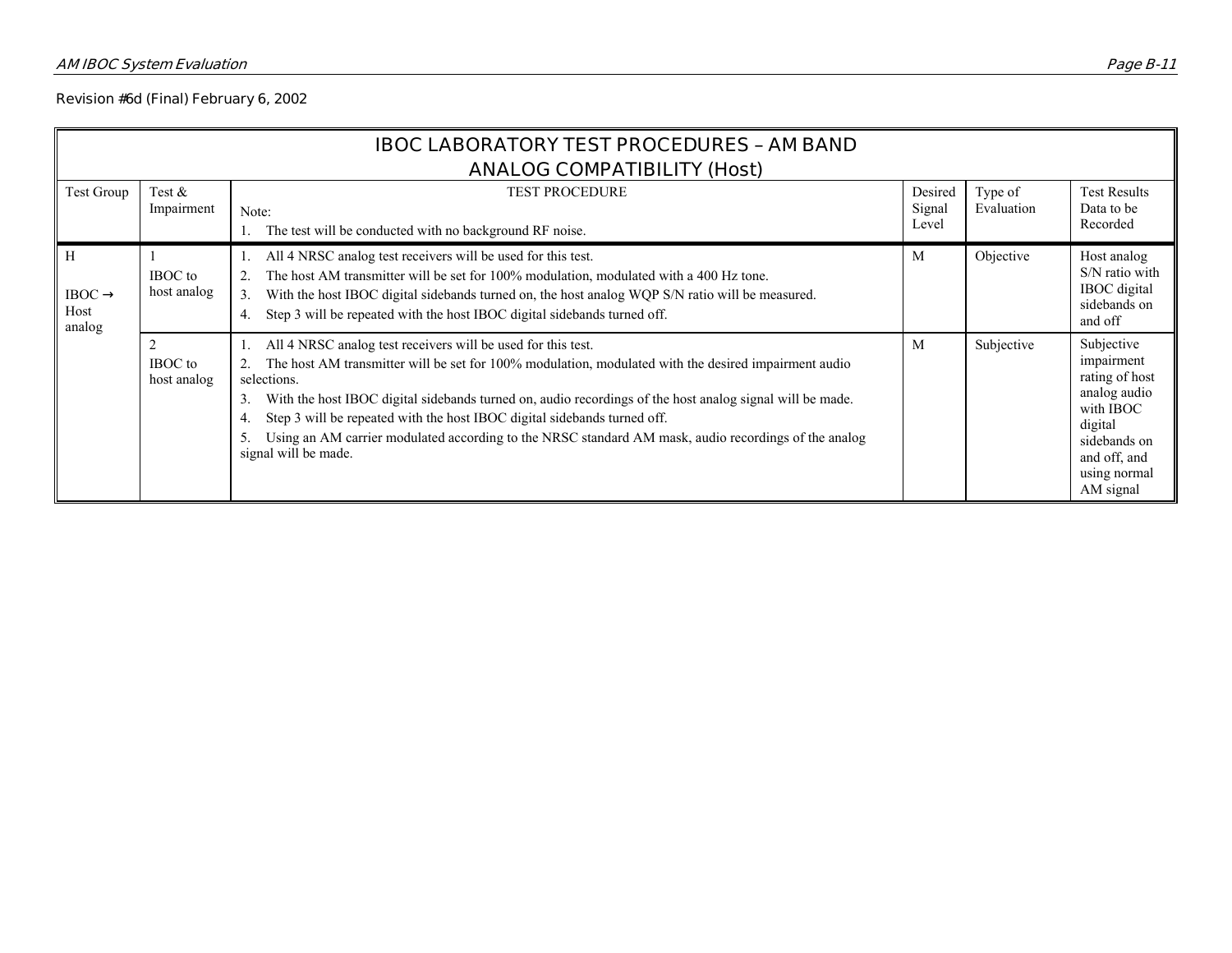Revision #6d (Final) February 6, 2002

# IBOC LABORATORY TEST PROCEDURES – AM BAND
## ANALOG COMPATIBILITY (Host)

| Test Group | Test & Impairment | TEST PROCEDURE<br>Note:<br>1. The test will be conducted with no background RF noise. | Desired Signal Level | Type of Evaluation | Test Results Data to be Recorded |
|---|---|---|---|---|---|
| H<br><br>IBOC → Host analog | 1<br>IBOC to host analog | 1. All 4 NRSC analog test receivers will be used for this test.<br>2. The host AM transmitter will be set for 100% modulation, modulated with a 400 Hz tone.<br>3. With the host IBOC digital sidebands turned on, the host analog WQP S/N ratio will be measured.<br>4. Step 3 will be repeated with the host IBOC digital sidebands turned off. | M | Objective | Host analog S/N ratio with IBOC digital sidebands on and off |
| | 2<br>IBOC to host analog | 1. All 4 NRSC analog test receivers will be used for this test.<br>2. The host AM transmitter will be set for 100% modulation, modulated with the desired impairment audio selections.<br>3. With the host IBOC digital sidebands turned on, audio recordings of the host analog signal will be made.<br>4. Step 3 will be repeated with the host IBOC digital sidebands turned off.<br>5. Using an AM carrier modulated according to the NRSC standard AM mask, audio recordings of the analog signal will be made. | M | Subjective | Subjective impairment rating of host analog audio with IBOC digital sidebands on and off, and using normal AM signal |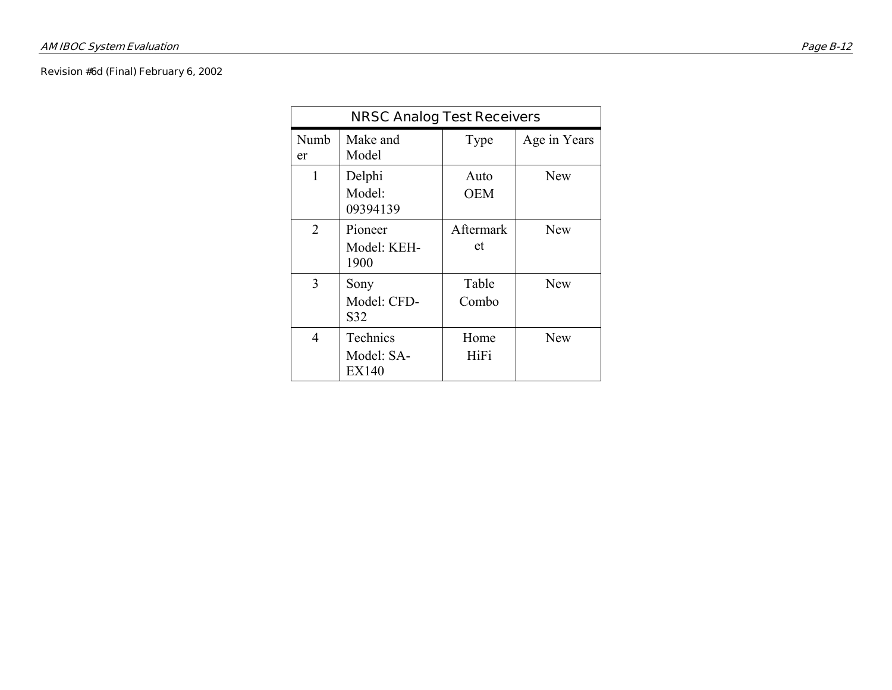Revision #6d (Final) February 6, 2002

| NRSC Analog Test Receivers | | | |
|---|---|---|---|
| Number | Make and Model | Type | Age in Years |
| 1 | Delphi Model: 09394139 | Auto OEM | New |
| 2 | Pioneer Model: KEH-1900 | Aftermarket | New |
| 3 | Sony Model: CFD-S32 | Table Combo | New |
| 4 | Technics Model: SA-EX140 | Home HiFi | New |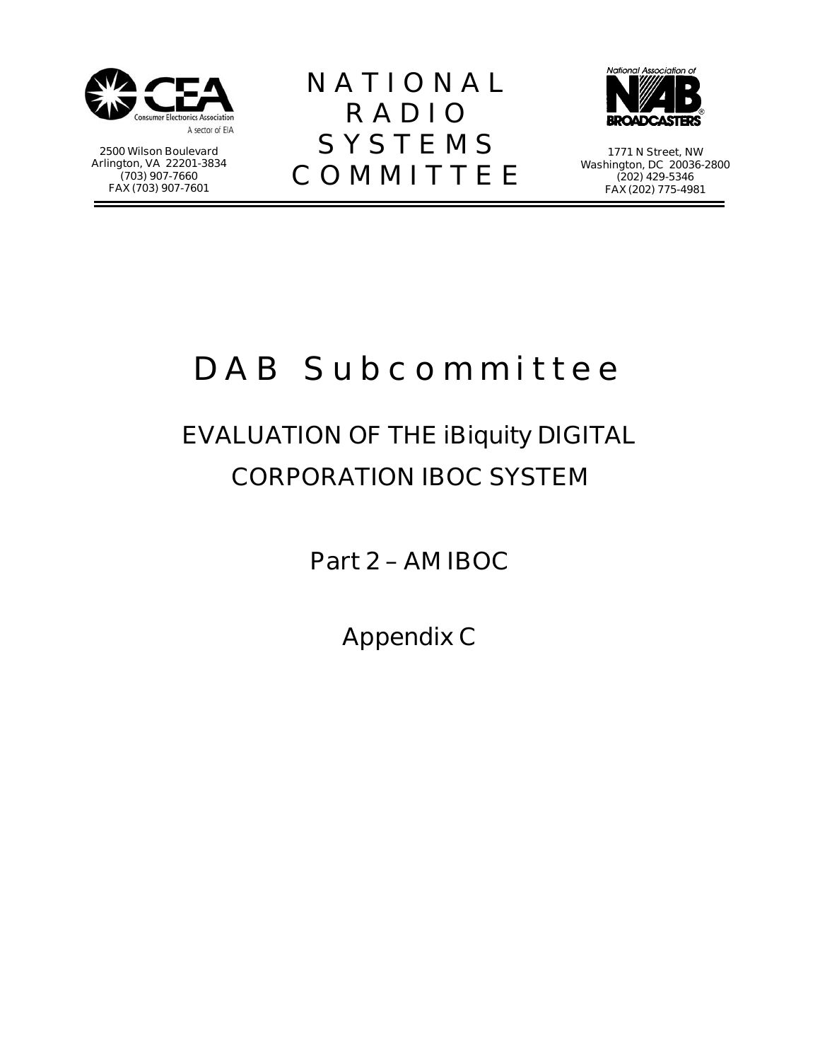CEA

Consumer Electronics Association

A sector of EIA

2500 Wilson Boulevard
Arlington, VA 22201-3834
(703) 907-7660
FAX (703) 907-7601

NATIONAL
RADIO
SYSTEMS
COMMITTEE

National Association of
NAB
BROADCASTERS

1771 N Street, NW
Washington, DC 20036-2800
(202) 429-5346
FAX (202) 775-4981

# DAB Subcommittee

## EVALUATION OF THE iBiquity DIGITAL CORPORATION IBOC SYSTEM

## Part 2 – AM IBOC

## Appendix C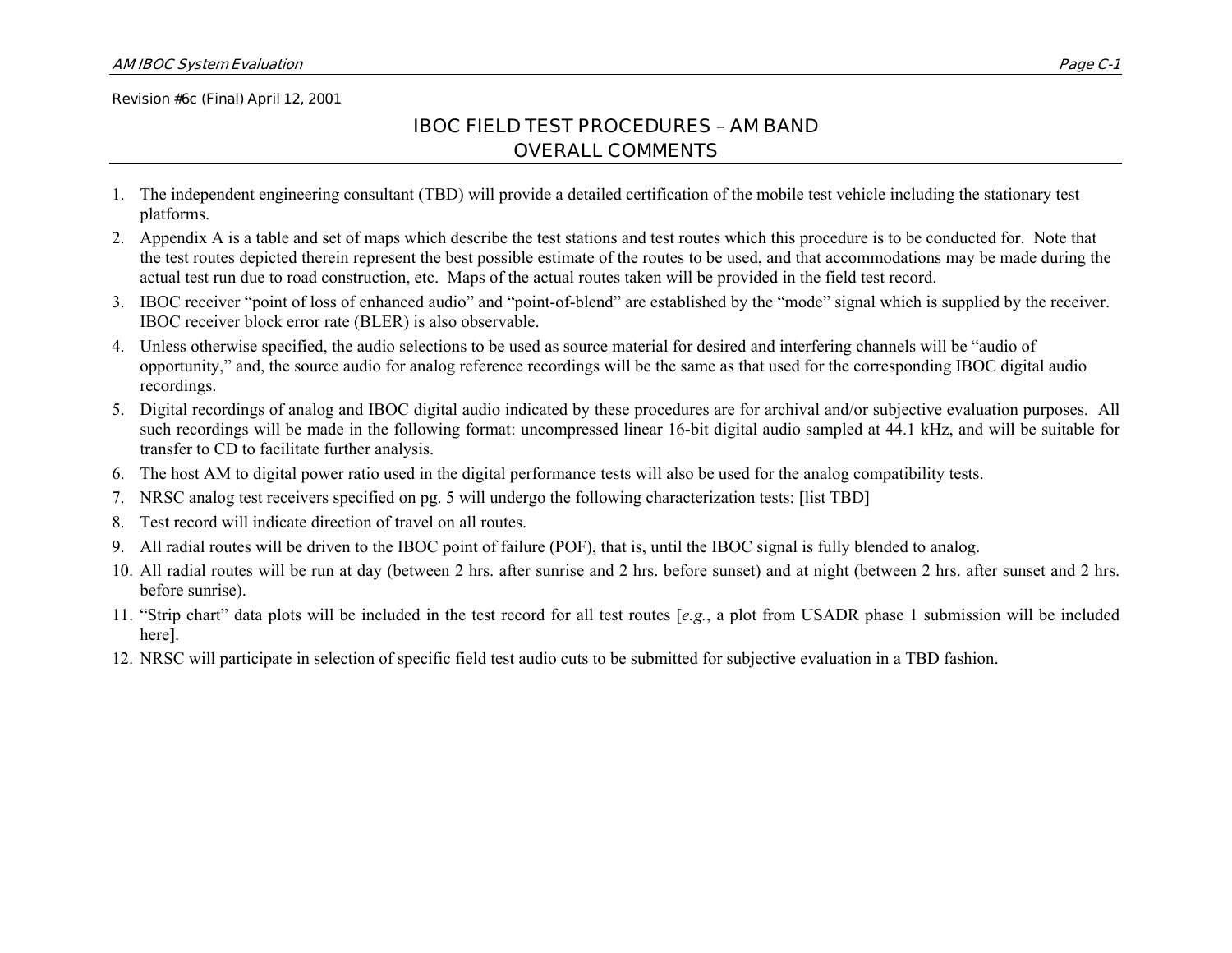Revision #6c (Final) April 12, 2001

# IBOC FIELD TEST PROCEDURES – AM BAND
## OVERALL COMMENTS

1. The independent engineering consultant (TBD) will provide a detailed certification of the mobile test vehicle including the stationary test platforms.
2. Appendix A is a table and set of maps which describe the test stations and test routes which this procedure is to be conducted for. Note that the test routes depicted therein represent the best possible estimate of the routes to be used, and that accommodations may be made during the actual test run due to road construction, etc. Maps of the actual routes taken will be provided in the field test record.
3. IBOC receiver "point of loss of enhanced audio" and "point-of-blend" are established by the "mode" signal which is supplied by the receiver. IBOC receiver block error rate (BLER) is also observable.
4. Unless otherwise specified, the audio selections to be used as source material for desired and interfering channels will be "audio of opportunity," and, the source audio for analog reference recordings will be the same as that used for the corresponding IBOC digital audio recordings.
5. Digital recordings of analog and IBOC digital audio indicated by these procedures are for archival and/or subjective evaluation purposes. All such recordings will be made in the following format: uncompressed linear 16-bit digital audio sampled at 44.1 kHz, and will be suitable for transfer to CD to facilitate further analysis.
6. The host AM to digital power ratio used in the digital performance tests will also be used for the analog compatibility tests.
7. NRSC analog test receivers specified on pg. 5 will undergo the following characterization tests: [list TBD]
8. Test record will indicate direction of travel on all routes.
9. All radial routes will be driven to the IBOC point of failure (POF), that is, until the IBOC signal is fully blended to analog.
10. All radial routes will be run at day (between 2 hrs. after sunrise and 2 hrs. before sunset) and at night (between 2 hrs. after sunset and 2 hrs. before sunrise).
11. "Strip chart" data plots will be included in the test record for all test routes [*e.g.*, a plot from USADR phase 1 submission will be included here].
12. NRSC will participate in selection of specific field test audio cuts to be submitted for subjective evaluation in a TBD fashion.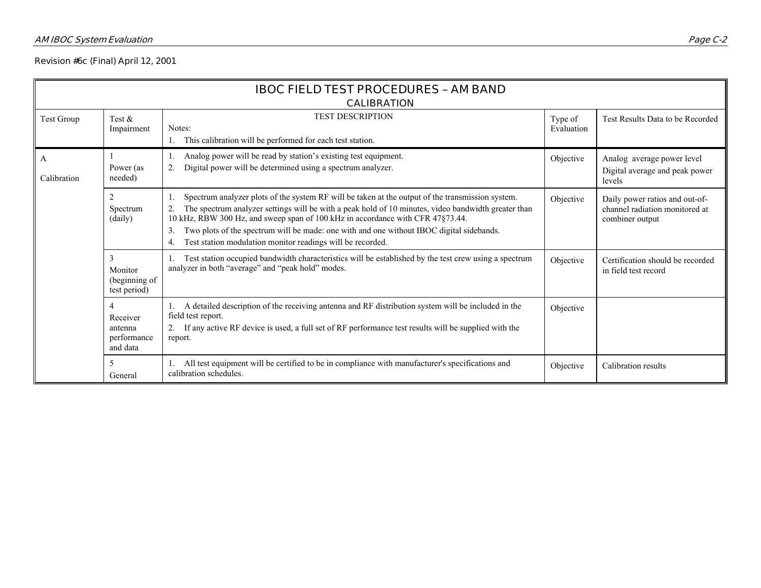Revision #6c (Final) April 12, 2001

| IBOC FIELD TEST PROCEDURES – AM BAND<br>CALIBRATION | | | | |
|---|---|---|---|---|
| Test Group | Test & Impairment | TEST DESCRIPTION<br>Notes:<br>1. This calibration will be performed for each test station. | Type of Evaluation | Test Results Data to be Recorded |
| A<br>Calibration | 1<br>Power (as needed) | 1. Analog power will be read by station's existing test equipment.<br>2. Digital power will be determined using a spectrum analyzer. | Objective | Analog average power level<br>Digital average and peak power levels |
| | 2<br>Spectrum (daily) | 1. Spectrum analyzer plots of the system RF will be taken at the output of the transmission system.<br>2. The spectrum analyzer settings will be with a peak hold of 10 minutes, video bandwidth greater than 10 kHz, RBW 300 Hz, and sweep span of 100 kHz in accordance with CFR 47§73.44.<br>3. Two plots of the spectrum will be made: one with and one without IBOC digital sidebands.<br>4. Test station modulation monitor readings will be recorded. | Objective | Daily power ratios and out-of-channel radiation monitored at combiner output |
| | 3<br>Monitor (beginning of test period) | 1. Test station occupied bandwidth characteristics will be established by the test crew using a spectrum analyzer in both "average" and "peak hold" modes. | Objective | Certification should be recorded in field test record |
| | 4<br>Receiver antenna performance and data | 1. A detailed description of the receiving antenna and RF distribution system will be included in the field test report.<br>2. If any active RF device is used, a full set of RF performance test results will be supplied with the report. | Objective | |
| | 5<br>General | 1. All test equipment will be certified to be in compliance with manufacturer's specifications and calibration schedules. | Objective | Calibration results |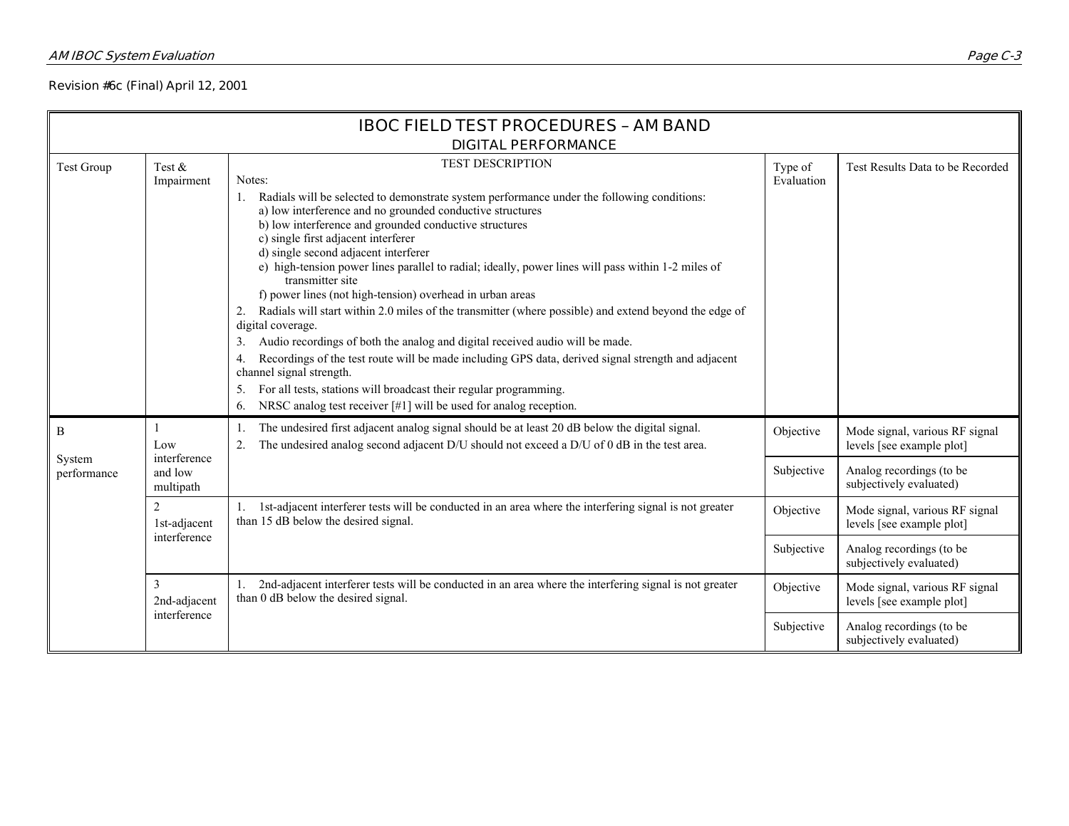Revision #6c (Final) April 12, 2001

| IBOC FIELD TEST PROCEDURES – AM BAND<br>DIGITAL PERFORMANCE | | | | |
|---|---|---|---|---|
| Test Group | Test & Impairment | TEST DESCRIPTION<br>Notes:<br>1. Radials will be selected to demonstrate system performance under the following conditions:<br>a) low interference and no grounded conductive structures<br>b) low interference and grounded conductive structures<br>c) single first adjacent interferer<br>d) single second adjacent interferer<br>e) high-tension power lines parallel to radial; ideally, power lines will pass within 1-2 miles of transmitter site<br>f) power lines (not high-tension) overhead in urban areas<br>2. Radials will start within 2.0 miles of the transmitter (where possible) and extend beyond the edge of digital coverage.<br>3. Audio recordings of both the analog and digital received audio will be made.<br>4. Recordings of the test route will be made including GPS data, derived signal strength and adjacent channel signal strength.<br>5. For all tests, stations will broadcast their regular programming.<br>6. NRSC analog test receiver [#1] will be used for analog reception. | Type of Evaluation | Test Results Data to be Recorded |
| B<br>System performance | 1<br>Low interference and low multipath | 1. The undesired first adjacent analog signal should be at least 20 dB below the digital signal.<br>2. The undesired analog second adjacent D/U should not exceed a D/U of 0 dB in the test area. | Objective | Mode signal, various RF signal levels [see example plot] |
| | | | Subjective | Analog recordings (to be subjectively evaluated) |
| | 2<br>1st-adjacent interference | 1. 1st-adjacent interferer tests will be conducted in an area where the interfering signal is not greater than 15 dB below the desired signal. | Objective | Mode signal, various RF signal levels [see example plot] |
| | | | Subjective | Analog recordings (to be subjectively evaluated) |
| | 3<br>2nd-adjacent interference | 1. 2nd-adjacent interferer tests will be conducted in an area where the interfering signal is not greater than 0 dB below the desired signal. | Objective | Mode signal, various RF signal levels [see example plot] |
| | | | Subjective | Analog recordings (to be subjectively evaluated) |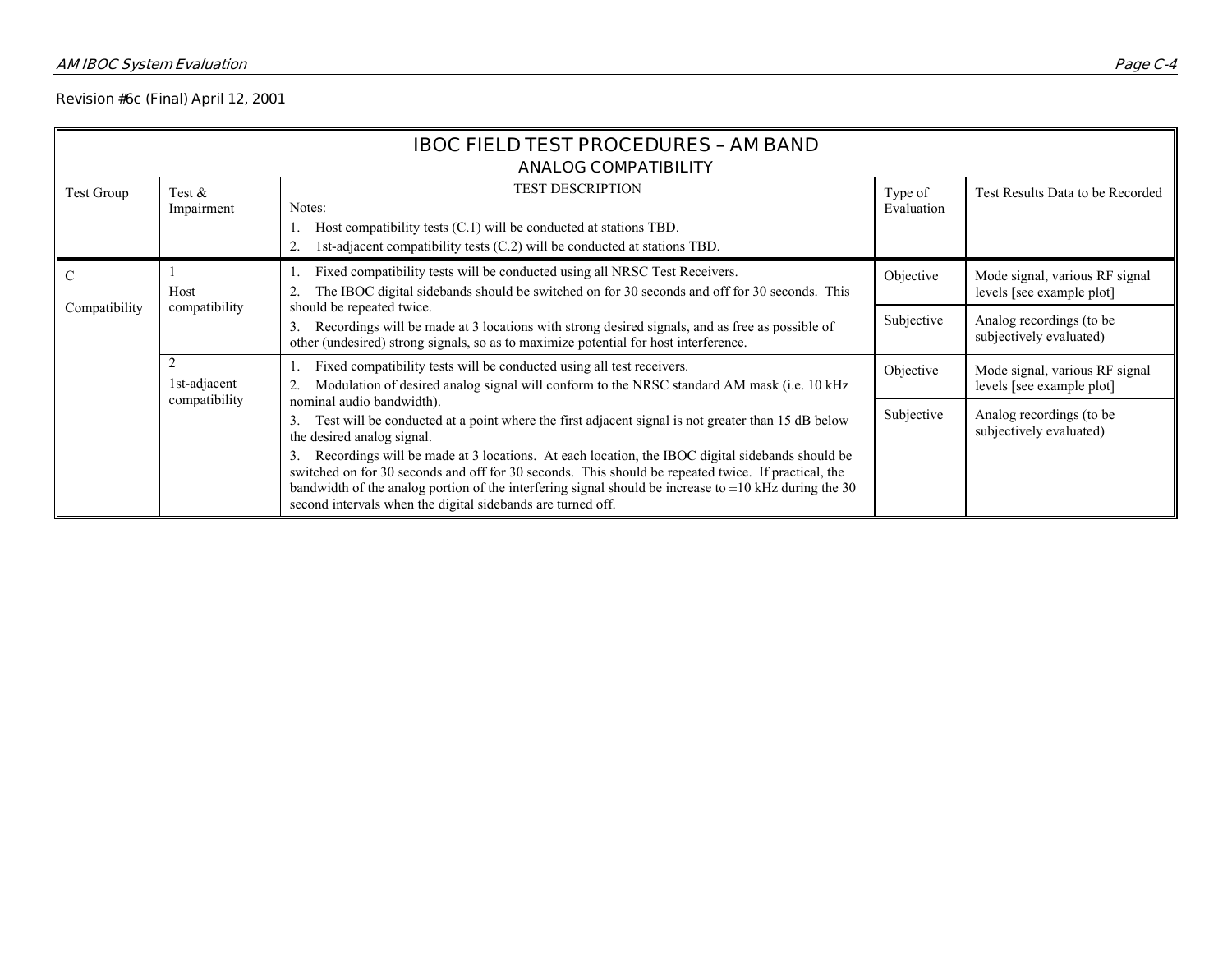Revision #6c (Final) April 12, 2001

## IBOC FIELD TEST PROCEDURES – AM BAND

### ANALOG COMPATIBILITY

| Test Group | Test & Impairment | TEST DESCRIPTION<br>Notes:<br>1. Host compatibility tests (C.1) will be conducted at stations TBD.<br>2. 1st-adjacent compatibility tests (C.2) will be conducted at stations TBD. | Type of Evaluation | Test Results Data to be Recorded |
|---|---|---|---|---|
| C<br>Compatibility | 1<br>Host compatibility | 1. Fixed compatibility tests will be conducted using all NRSC Test Receivers.<br>2. The IBOC digital sidebands should be switched on for 30 seconds and off for 30 seconds. This should be repeated twice.<br>3. Recordings will be made at 3 locations with strong desired signals, and as free as possible of other (undesired) strong signals, so as to maximize potential for host interference. | Objective | Mode signal, various RF signal levels [see example plot] |
| | | | Subjective | Analog recordings (to be subjectively evaluated) |
| | 2<br>1st-adjacent compatibility | 1. Fixed compatibility tests will be conducted using all test receivers.<br>2. Modulation of desired analog signal will conform to the NRSC standard AM mask (i.e. 10 kHz nominal audio bandwidth).<br>3. Test will be conducted at a point where the first adjacent signal is not greater than 15 dB below the desired analog signal.<br>3. Recordings will be made at 3 locations. At each location, the IBOC digital sidebands should be switched on for 30 seconds and off for 30 seconds. This should be repeated twice. If practical, the bandwidth of the analog portion of the interfering signal should be increase to ±10 kHz during the 30 second intervals when the digital sidebands are turned off. | Objective | Mode signal, various RF signal levels [see example plot] |
| | | | Subjective | Analog recordings (to be subjectively evaluated) |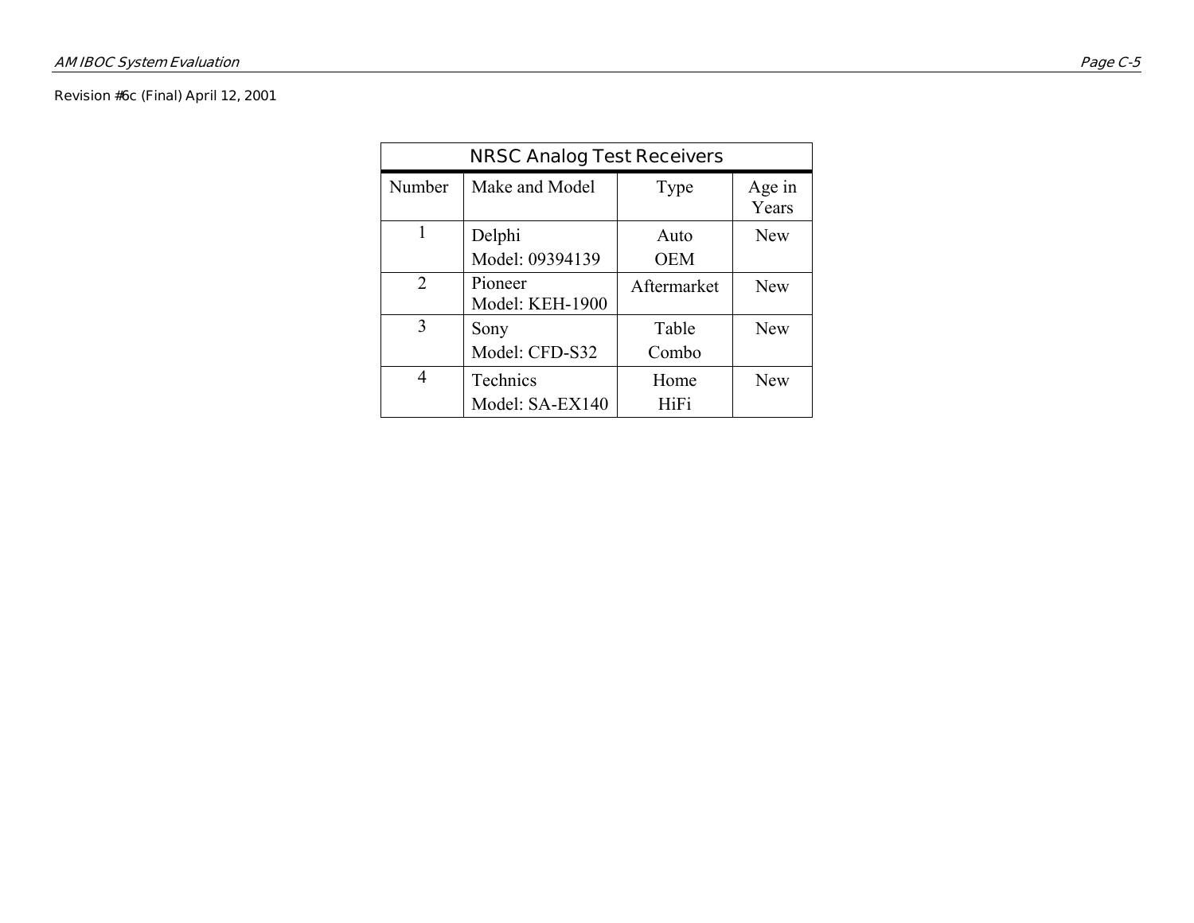Revision #6c (Final) April 12, 2001

| NRSC Analog Test Receivers | | | |
|---|---|---|---|
| Number | Make and Model | Type | Age in Years |
| 1 | Delphi<br>Model: 09394139 | Auto<br>OEM | New |
| 2 | Pioneer<br>Model: KEH-1900 | Aftermarket | New |
| 3 | Sony<br>Model: CFD-S32 | Table<br>Combo | New |
| 4 | Technics<br>Model: SA-EX140 | Home<br>HiFi | New |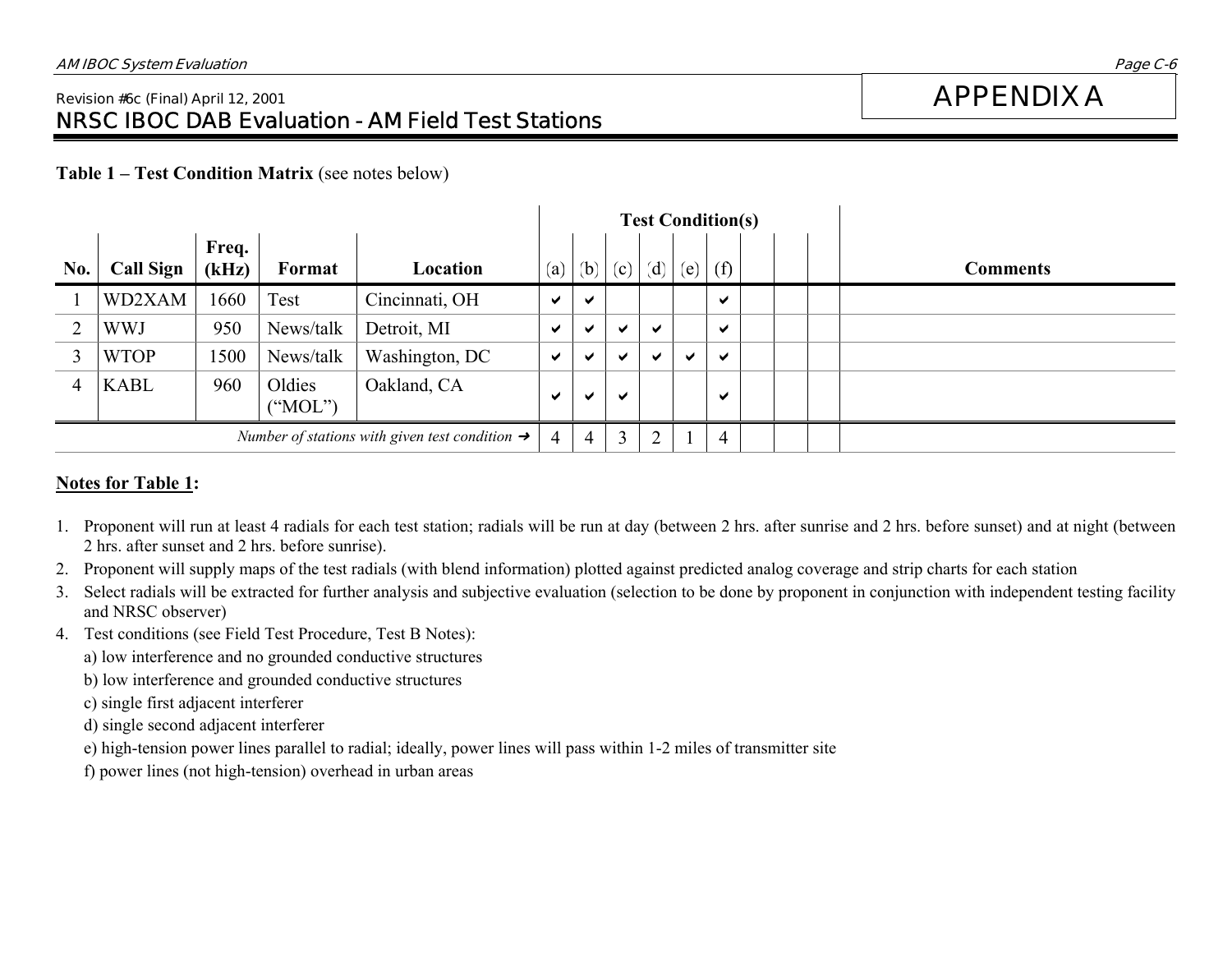Revision #6c (Final) April 12, 2001

# NRSC IBOC DAB Evaluation - AM Field Test Stations

## APPENDIX A

**Table 1 – Test Condition Matrix** (see notes below)

| | | | | | Test Condition(s) | | | | | | | | | |
|---|---|---|---|---|---|---|---|---|---|---|---|---|---|---|
| **No.** | **Call Sign** | **Freq. (kHz)** | **Format** | **Location** | (a) | (b) | (c) | (d) | (e) | (f) | | | | **Comments** |
| 1 | WD2XAM | 1660 | Test | Cincinnati, OH | ✔ | ✔ | | | | ✔ | | | | |
| 2 | WWJ | 950 | News/talk | Detroit, MI | ✔ | ✔ | ✔ | ✔ | | ✔ | | | | |
| 3 | WTOP | 1500 | News/talk | Washington, DC | ✔ | ✔ | ✔ | ✔ | ✔ | ✔ | | | | |
| 4 | KABL | 960 | Oldies (“MOL”) | Oakland, CA | ✔ | ✔ | ✔ | | | ✔ | | | | |
| | | | | *Number of stations with given test condition* ➔ | 4 | 4 | 3 | 2 | 1 | 4 | | | | |

**Notes for Table 1:**

1. Proponent will run at least 4 radials for each test station; radials will be run at day (between 2 hrs. after sunrise and 2 hrs. before sunset) and at night (between 2 hrs. after sunset and 2 hrs. before sunrise).
2. Proponent will supply maps of the test radials (with blend information) plotted against predicted analog coverage and strip charts for each station
3. Select radials will be extracted for further analysis and subjective evaluation (selection to be done by proponent in conjunction with independent testing facility and NRSC observer)
4. Test conditions (see Field Test Procedure, Test B Notes):
   a) low interference and no grounded conductive structures
   b) low interference and grounded conductive structures
   c) single first adjacent interferer
   d) single second adjacent interferer
   e) high-tension power lines parallel to radial; ideally, power lines will pass within 1-2 miles of transmitter site
   f) power lines (not high-tension) overhead in urban areas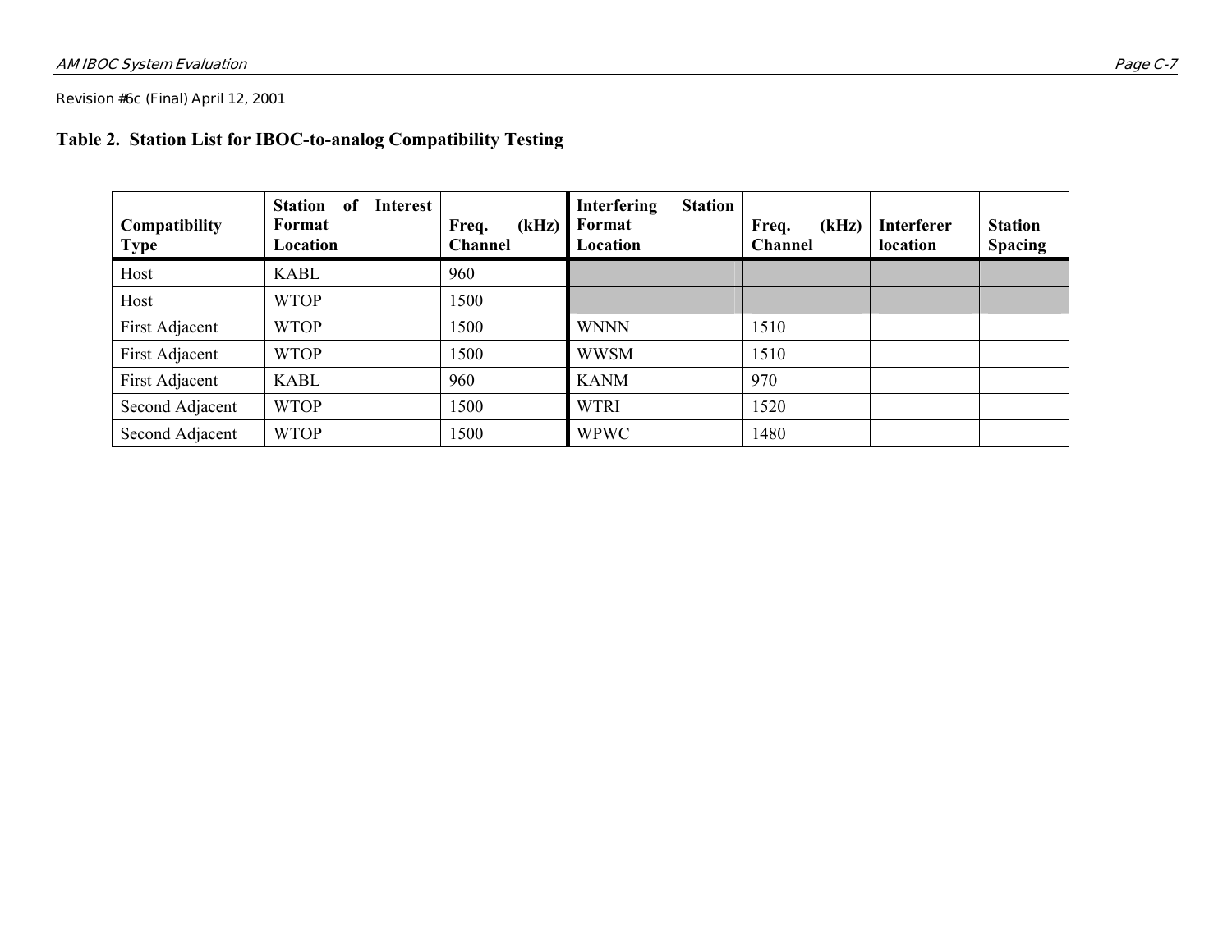Revision #6c (Final) April 12, 2001

**Table 2. Station List for IBOC-to-analog Compatibility Testing**

| Compatibility Type | Station of Interest Format Location | Freq. (kHz) Channel | Interfering Station Format Location | Freq. (kHz) Channel | Interferer location | Station Spacing |
|---|---|---|---|---|---|---|
| Host | KABL | 960 | | | | |
| Host | WTOP | 1500 | | | | |
| First Adjacent | WTOP | 1500 | WNNN | 1510 | | |
| First Adjacent | WTOP | 1500 | WWSM | 1510 | | |
| First Adjacent | KABL | 960 | KANM | 970 | | |
| Second Adjacent | WTOP | 1500 | WTRI | 1520 | | |
| Second Adjacent | WTOP | 1500 | WPWC | 1480 | | |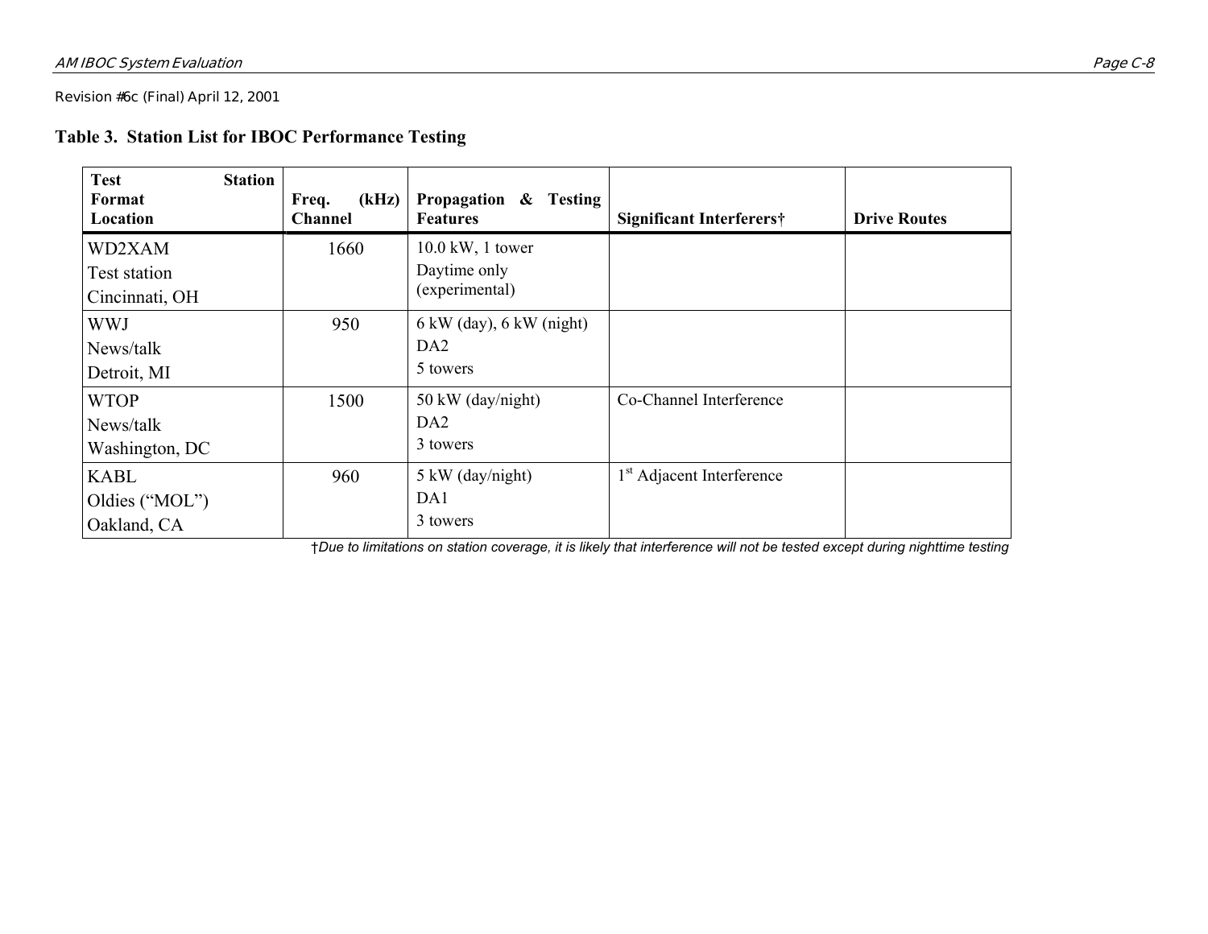Revision #6c (Final) April 12, 2001

**Table 3. Station List for IBOC Performance Testing**

| Test Station Format Location | Freq. (kHz) Channel | Propagation & Testing Features | Significant Interferers† | Drive Routes |
|---|---|---|---|---|
| WD2XAM<br>Test station<br>Cincinnati, OH | 1660 | 10.0 kW, 1 tower<br>Daytime only<br>(experimental) | | |
| WWJ<br>News/talk<br>Detroit, MI | 950 | 6 kW (day), 6 kW (night)<br>DA2<br>5 towers | | |
| WTOP<br>News/talk<br>Washington, DC | 1500 | 50 kW (day/night)<br>DA2<br>3 towers | Co-Channel Interference | |
| KABL<br>Oldies (“MOL”)<br>Oakland, CA | 960 | 5 kW (day/night)<br>DA1<br>3 towers | 1st Adjacent Interference | |

*†Due to limitations on station coverage, it is likely that interference will not be tested except during nighttime testing*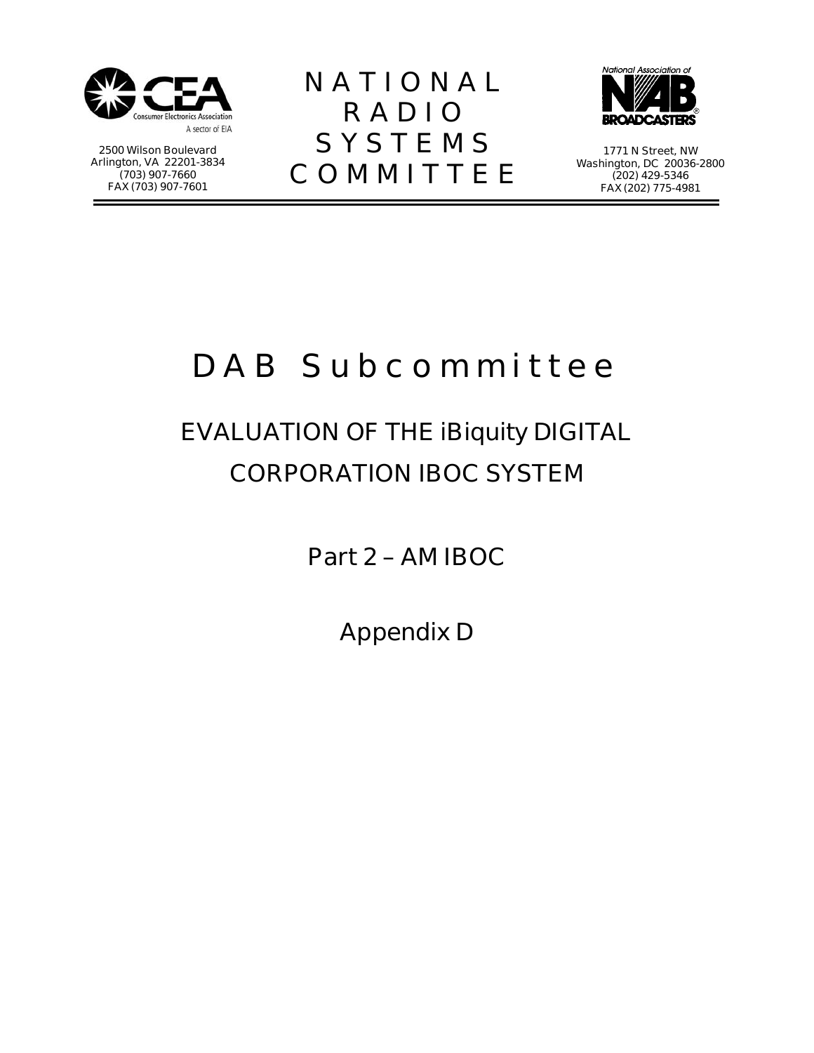CEA

Consumer Electronics Association

A sector of EIA

2500 Wilson Boulevard
Arlington, VA 22201-3834
(703) 907-7660
FAX (703) 907-7601

# NATIONAL RADIO SYSTEMS COMMITTEE

National Association of Broadcasters

NAB BROADCASTERS

1771 N Street, NW
Washington, DC 20036-2800
(202) 429-5346
FAX (202) 775-4981

# DAB Subcommittee

## EVALUATION OF THE iBiquity DIGITAL CORPORATION IBOC SYSTEM

## Part 2 – AM IBOC

## Appendix D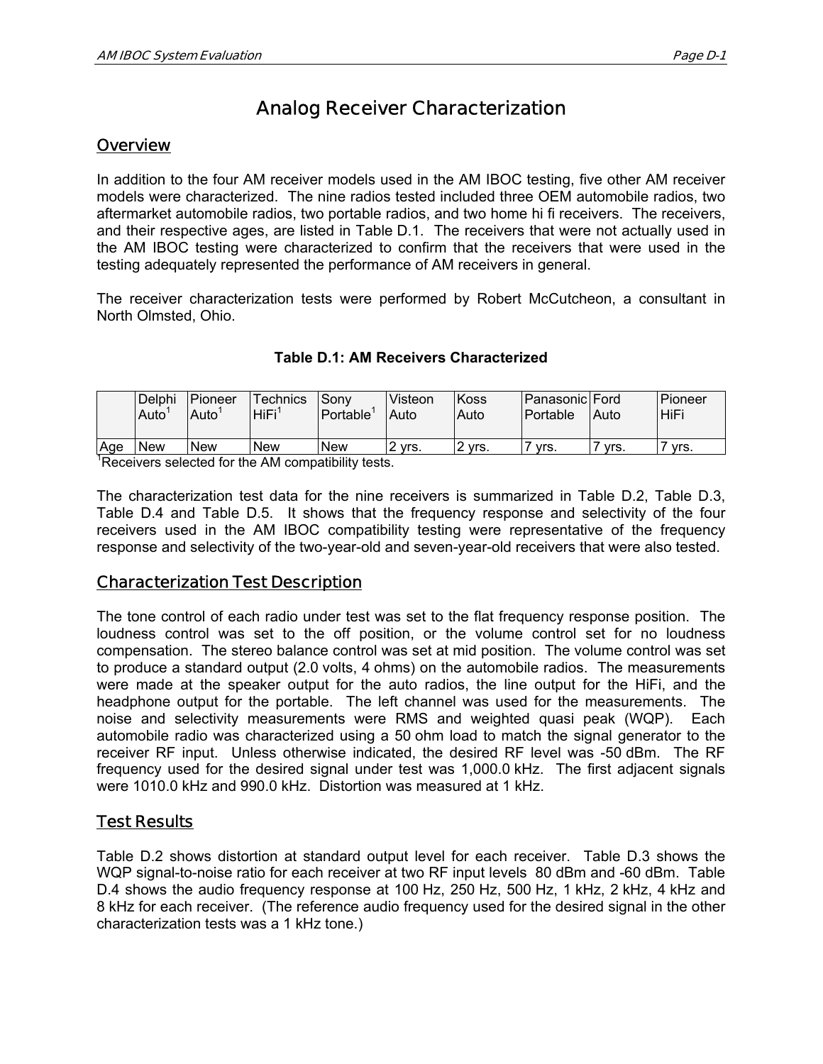# Analog Receiver Characterization

## Overview

In addition to the four AM receiver models used in the AM IBOC testing, five other AM receiver models were characterized. The nine radios tested included three OEM automobile radios, two aftermarket automobile radios, two portable radios, and two home hi fi receivers. The receivers, and their respective ages, are listed in Table D.1. The receivers that were not actually used in the AM IBOC testing were characterized to confirm that the receivers that were used in the testing adequately represented the performance of AM receivers in general.

The receiver characterization tests were performed by Robert McCutcheon, a consultant in North Olmsted, Ohio.

**Table D.1: AM Receivers Characterized**

| | Delphi Auto[1] | Pioneer Auto[1] | Technics HiFi[1] | Sony Portable[1] | Visteon Auto | Koss Auto | Panasonic Portable | Ford Auto | Pioneer HiFi |
|---|---|---|---|---|---|---|---|---|---|
| Age | New | New | New | New | 2 yrs. | 2 yrs. | 7 yrs. | 7 yrs. | 7 yrs. |

[1]Receivers selected for the AM compatibility tests.

The characterization test data for the nine receivers is summarized in Table D.2, Table D.3, Table D.4 and Table D.5. It shows that the frequency response and selectivity of the four receivers used in the AM IBOC compatibility testing were representative of the frequency response and selectivity of the two-year-old and seven-year-old receivers that were also tested.

## Characterization Test Description

The tone control of each radio under test was set to the flat frequency response position. The loudness control was set to the off position, or the volume control set for no loudness compensation. The stereo balance control was set at mid position. The volume control was set to produce a standard output (2.0 volts, 4 ohms) on the automobile radios. The measurements were made at the speaker output for the auto radios, the line output for the HiFi, and the headphone output for the portable. The left channel was used for the measurements. The noise and selectivity measurements were RMS and weighted quasi peak (WQP). Each automobile radio was characterized using a 50 ohm load to match the signal generator to the receiver RF input. Unless otherwise indicated, the desired RF level was -50 dBm. The RF frequency used for the desired signal under test was 1,000.0 kHz. The first adjacent signals were 1010.0 kHz and 990.0 kHz. Distortion was measured at 1 kHz.

## Test Results

Table D.2 shows distortion at standard output level for each receiver. Table D.3 shows the WQP signal-to-noise ratio for each receiver at two RF input levels 80 dBm and -60 dBm. Table D.4 shows the audio frequency response at 100 Hz, 250 Hz, 500 Hz, 1 kHz, 2 kHz, 4 kHz and 8 kHz for each receiver. (The reference audio frequency used for the desired signal in the other characterization tests was a 1 kHz tone.)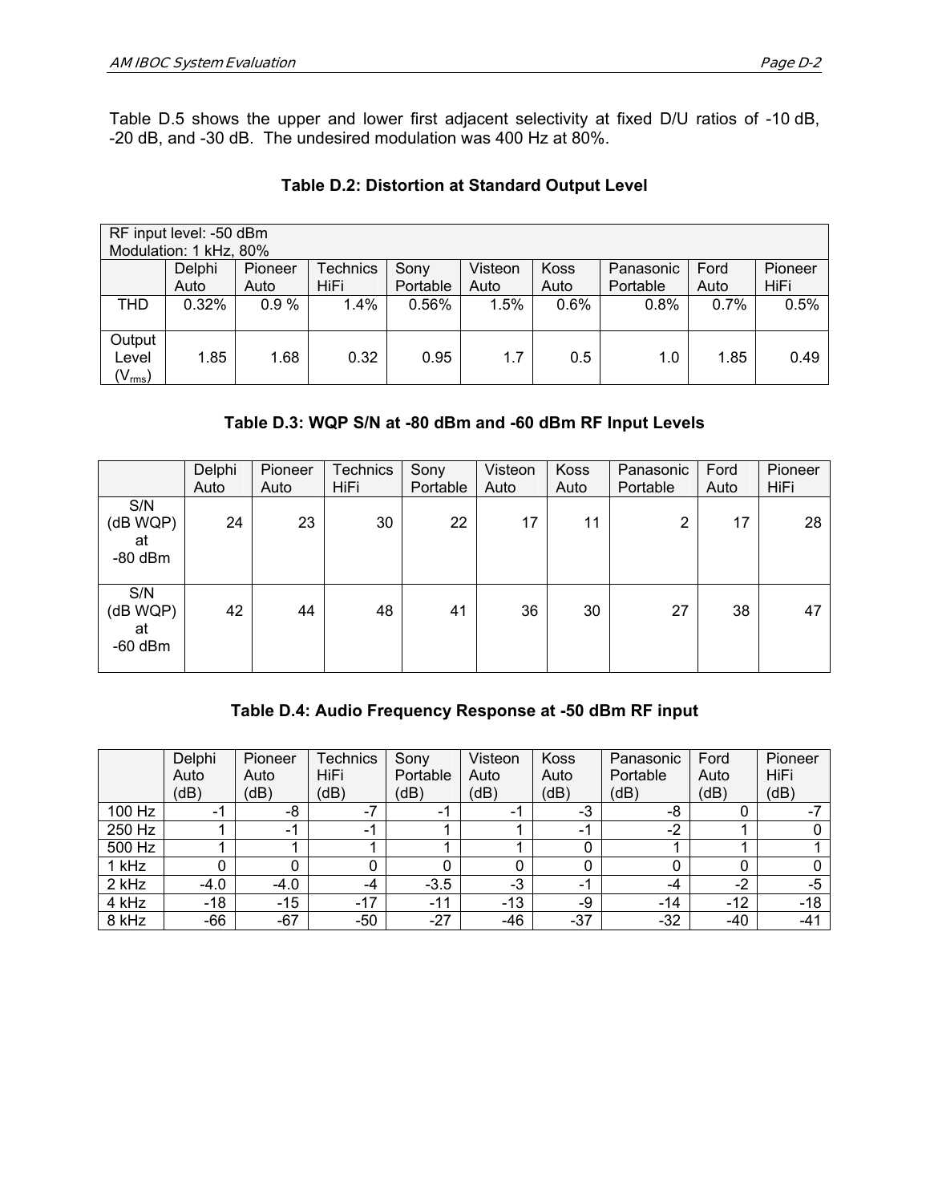Table D.5 shows the upper and lower first adjacent selectivity at fixed D/U ratios of -10 dB, -20 dB, and -30 dB. The undesired modulation was 400 Hz at 80%.

**Table D.2: Distortion at Standard Output Level**

| RF input level: -50 dBm<br>Modulation: 1 kHz, 80% | | | | | | | | | |
|---|---|---|---|---|---|---|---|---|---|
| | Delphi Auto | Pioneer Auto | Technics HiFi | Sony Portable | Visteon Auto | Koss Auto | Panasonic Portable | Ford Auto | Pioneer HiFi |
| THD | 0.32% | 0.9 % | 1.4% | 0.56% | 1.5% | 0.6% | 0.8% | 0.7% | 0.5% |
| Output Level ($V_{rms}$) | 1.85 | 1.68 | 0.32 | 0.95 | 1.7 | 0.5 | 1.0 | 1.85 | 0.49 |

**Table D.3: WQP S/N at -80 dBm and -60 dBm RF Input Levels**

| | Delphi Auto | Pioneer Auto | Technics HiFi | Sony Portable | Visteon Auto | Koss Auto | Panasonic Portable | Ford Auto | Pioneer HiFi |
|---|---|---|---|---|---|---|---|---|---|
| S/N (dB WQP) at -80 dBm | 24 | 23 | 30 | 22 | 17 | 11 | 2 | 17 | 28 |
| S/N (dB WQP) at -60 dBm | 42 | 44 | 48 | 41 | 36 | 30 | 27 | 38 | 47 |

**Table D.4: Audio Frequency Response at -50 dBm RF input**

| | Delphi Auto (dB) | Pioneer Auto (dB) | Technics HiFi (dB) | Sony Portable (dB) | Visteon Auto (dB) | Koss Auto (dB) | Panasonic Portable (dB) | Ford Auto (dB) | Pioneer HiFi (dB) |
|---|---|---|---|---|---|---|---|---|---|
| 100 Hz | -1 | -8 | -7 | -1 | -1 | -3 | -8 | 0 | -7 |
| 250 Hz | 1 | -1 | -1 | 1 | 1 | -1 | -2 | 1 | 0 |
| 500 Hz | 1 | 1 | 1 | 1 | 1 | 0 | 1 | 1 | 1 |
| 1 kHz | 0 | 0 | 0 | 0 | 0 | 0 | 0 | 0 | 0 |
| 2 kHz | -4.0 | -4.0 | -4 | -3.5 | -3 | -1 | -4 | -2 | -5 |
| 4 kHz | -18 | -15 | -17 | -11 | -13 | -9 | -14 | -12 | -18 |
| 8 kHz | -66 | -67 | -50 | -27 | -46 | -37 | -32 | -40 | -41 |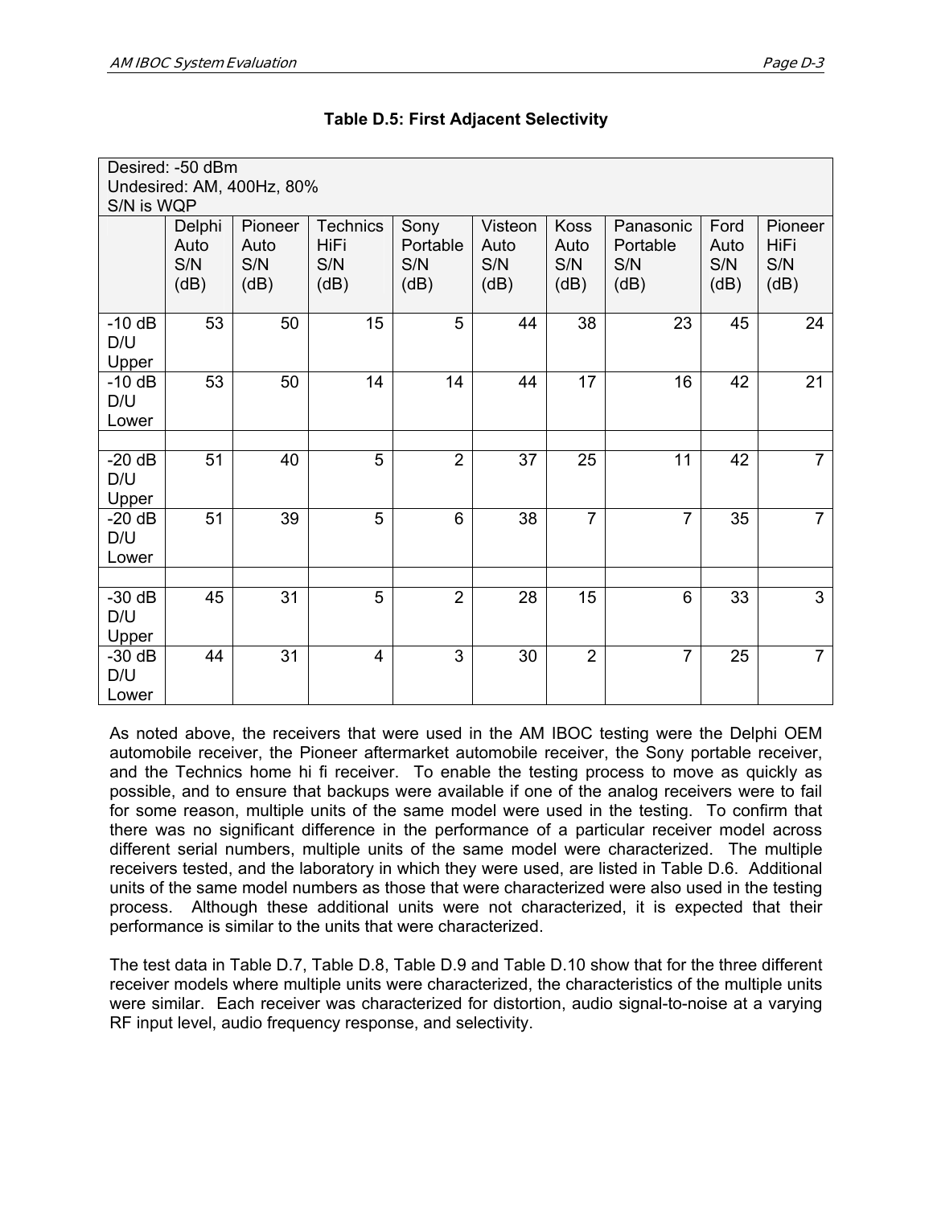**Table D.5: First Adjacent Selectivity**

| Desired: -50 dBm<br>Undesired: AM, 400Hz, 80%<br>S/N is WQP | | | | | | | | | |
|---|---|---|---|---|---|---|---|---|---|
| | Delphi Auto S/N (dB) | Pioneer Auto S/N (dB) | Technics HiFi S/N (dB) | Sony Portable S/N (dB) | Visteon Auto S/N (dB) | Koss Auto S/N (dB) | Panasonic Portable S/N (dB) | Ford Auto S/N (dB) | Pioneer HiFi S/N (dB) |
| -10 dB D/U Upper | 53 | 50 | 15 | 5 | 44 | 38 | 23 | 45 | 24 |
| -10 dB D/U Lower | 53 | 50 | 14 | 14 | 44 | 17 | 16 | 42 | 21 |
| | | | | | | | | | |
| -20 dB D/U Upper | 51 | 40 | 5 | 2 | 37 | 25 | 11 | 42 | 7 |
| -20 dB D/U Lower | 51 | 39 | 5 | 6 | 38 | 7 | 7 | 35 | 7 |
| | | | | | | | | | |
| -30 dB D/U Upper | 45 | 31 | 5 | 2 | 28 | 15 | 6 | 33 | 3 |
| -30 dB D/U Lower | 44 | 31 | 4 | 3 | 30 | 2 | 7 | 25 | 7 |

As noted above, the receivers that were used in the AM IBOC testing were the Delphi OEM automobile receiver, the Pioneer aftermarket automobile receiver, the Sony portable receiver, and the Technics home hi fi receiver. To enable the testing process to move as quickly as possible, and to ensure that backups were available if one of the analog receivers were to fail for some reason, multiple units of the same model were used in the testing. To confirm that there was no significant difference in the performance of a particular receiver model across different serial numbers, multiple units of the same model were characterized. The multiple receivers tested, and the laboratory in which they were used, are listed in Table D.6. Additional units of the same model numbers as those that were characterized were also used in the testing process. Although these additional units were not characterized, it is expected that their performance is similar to the units that were characterized.

The test data in Table D.7, Table D.8, Table D.9 and Table D.10 show that for the three different receiver models where multiple units were characterized, the characteristics of the multiple units were similar. Each receiver was characterized for distortion, audio signal-to-noise at a varying RF input level, audio frequency response, and selectivity.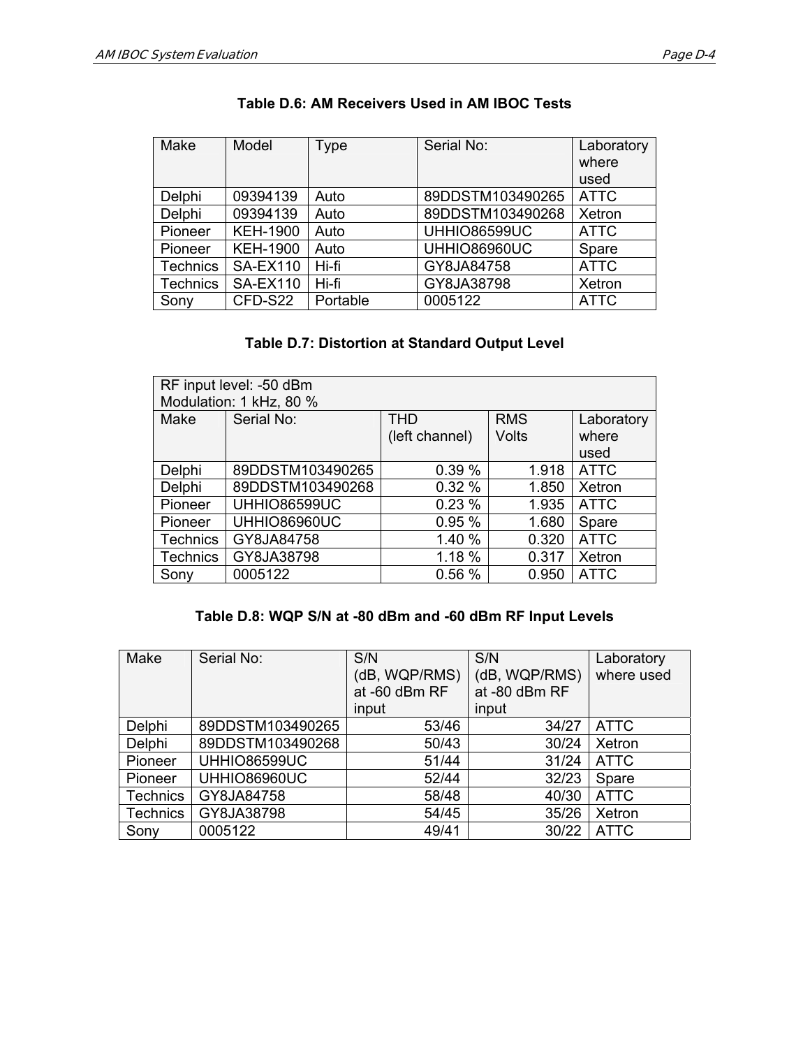**Table D.6: AM Receivers Used in AM IBOC Tests**

| Make | Model | Type | Serial No: | Laboratory where used |
|---|---|---|---|---|
| Delphi | 09394139 | Auto | 89DDSTM103490265 | ATTC |
| Delphi | 09394139 | Auto | 89DDSTM103490268 | Xetron |
| Pioneer | KEH-1900 | Auto | UHHIO86599UC | ATTC |
| Pioneer | KEH-1900 | Auto | UHHIO86960UC | Spare |
| Technics | SA-EX110 | Hi-fi | GY8JA84758 | ATTC |
| Technics | SA-EX110 | Hi-fi | GY8JA38798 | Xetron |
| Sony | CFD-S22 | Portable | 0005122 | ATTC |

**Table D.7: Distortion at Standard Output Level**

| RF input level: -50 dBm<br>Modulation: 1 kHz, 80 % | | | | |
|---|---|---|---|---|
| Make | Serial No: | THD (left channel) | RMS Volts | Laboratory where used |
| Delphi | 89DDSTM103490265 | 0.39 % | 1.918 | ATTC |
| Delphi | 89DDSTM103490268 | 0.32 % | 1.850 | Xetron |
| Pioneer | UHHIO86599UC | 0.23 % | 1.935 | ATTC |
| Pioneer | UHHIO86960UC | 0.95 % | 1.680 | Spare |
| Technics | GY8JA84758 | 1.40 % | 0.320 | ATTC |
| Technics | GY8JA38798 | 1.18 % | 0.317 | Xetron |
| Sony | 0005122 | 0.56 % | 0.950 | ATTC |

**Table D.8: WQP S/N at -80 dBm and -60 dBm RF Input Levels**

| Make | Serial No: | S/N (dB, WQP/RMS) at -60 dBm RF input | S/N (dB, WQP/RMS) at -80 dBm RF input | Laboratory where used |
|---|---|---|---|---|
| Delphi | 89DDSTM103490265 | 53/46 | 34/27 | ATTC |
| Delphi | 89DDSTM103490268 | 50/43 | 30/24 | Xetron |
| Pioneer | UHHIO86599UC | 51/44 | 31/24 | ATTC |
| Pioneer | UHHIO86960UC | 52/44 | 32/23 | Spare |
| Technics | GY8JA84758 | 58/48 | 40/30 | ATTC |
| Technics | GY8JA38798 | 54/45 | 35/26 | Xetron |
| Sony | 0005122 | 49/41 | 30/22 | ATTC |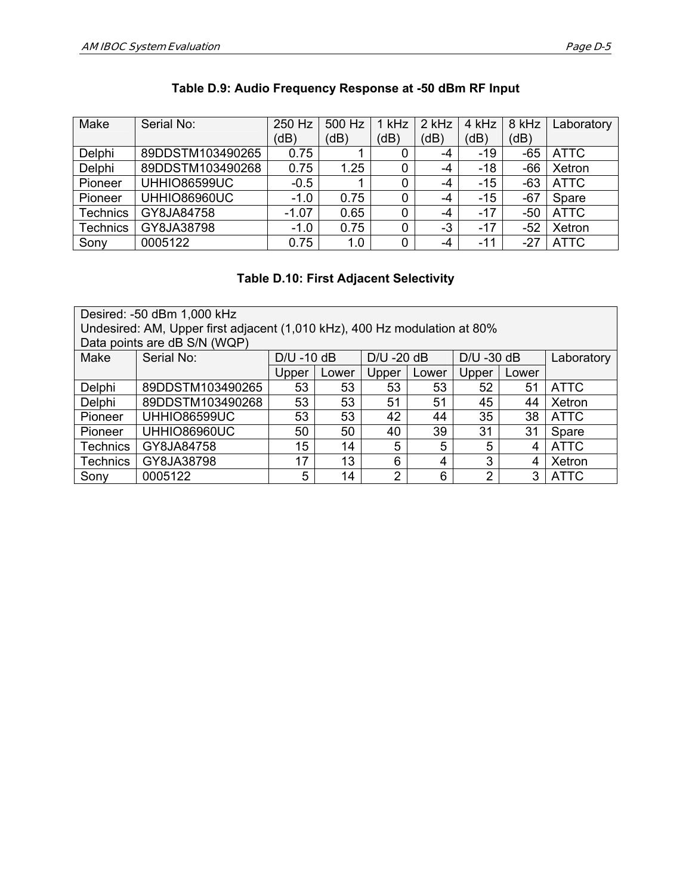**Table D.9: Audio Frequency Response at -50 dBm RF Input**

| Make | Serial No: | 250 Hz (dB) | 500 Hz (dB) | 1 kHz (dB) | 2 kHz (dB) | 4 kHz (dB) | 8 kHz (dB) | Laboratory |
|---|---|---|---|---|---|---|---|---|
| Delphi | 89DDSTM103490265 | 0.75 | 1 | 0 | -4 | -19 | -65 | ATTC |
| Delphi | 89DDSTM103490268 | 0.75 | 1.25 | 0 | -4 | -18 | -66 | Xetron |
| Pioneer | UHHIO86599UC | -0.5 | 1 | 0 | -4 | -15 | -63 | ATTC |
| Pioneer | UHHIO86960UC | -1.0 | 0.75 | 0 | -4 | -15 | -67 | Spare |
| Technics | GY8JA84758 | -1.07 | 0.65 | 0 | -4 | -17 | -50 | ATTC |
| Technics | GY8JA38798 | -1.0 | 0.75 | 0 | -3 | -17 | -52 | Xetron |
| Sony | 0005122 | 0.75 | 1.0 | 0 | -4 | -11 | -27 | ATTC |

**Table D.10: First Adjacent Selectivity**

Desired: -50 dBm 1,000 kHz
Undesired: AM, Upper first adjacent (1,010 kHz), 400 Hz modulation at 80%
Data points are dB S/N (WQP)

| Make | Serial No: | D/U -10 dB | | D/U -20 dB | | D/U -30 dB | | Laboratory |
|---|---|---|---|---|---|---|---|---|
| | | Upper | Lower | Upper | Lower | Upper | Lower | |
| Delphi | 89DDSTM103490265 | 53 | 53 | 53 | 53 | 52 | 51 | ATTC |
| Delphi | 89DDSTM103490268 | 53 | 53 | 51 | 51 | 45 | 44 | Xetron |
| Pioneer | UHHIO86599UC | 53 | 53 | 42 | 44 | 35 | 38 | ATTC |
| Pioneer | UHHIO86960UC | 50 | 50 | 40 | 39 | 31 | 31 | Spare |
| Technics | GY8JA84758 | 15 | 14 | 5 | 5 | 5 | 4 | ATTC |
| Technics | GY8JA38798 | 17 | 13 | 6 | 4 | 3 | 4 | Xetron |
| Sony | 0005122 | 5 | 14 | 2 | 6 | 2 | 3 | ATTC |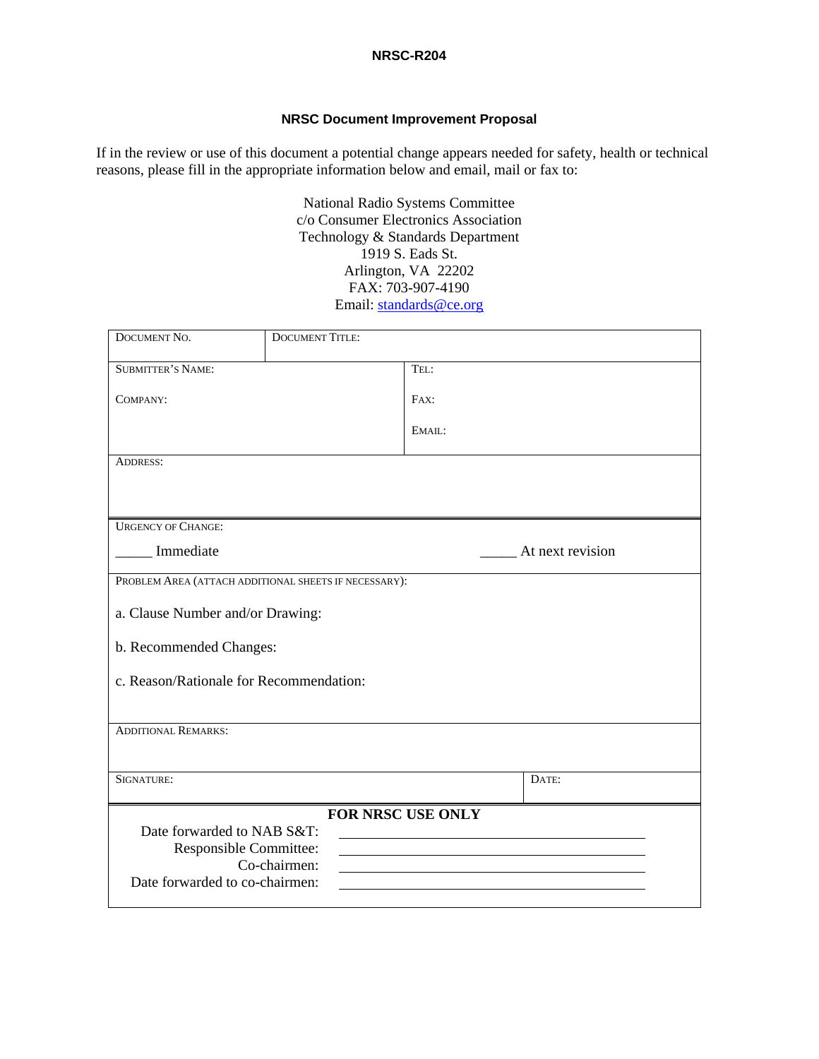**NRSC-R204**

## NRSC Document Improvement Proposal

If in the review or use of this document a potential change appears needed for safety, health or technical reasons, please fill in the appropriate information below and email, mail or fax to:

National Radio Systems Committee
c/o Consumer Electronics Association
Technology & Standards Department
1919 S. Eads St.
Arlington, VA 22202
FAX: 703-907-4190
Email: standards@ce.org

| | | |
|---|---|---|
| DOCUMENT NO. | DOCUMENT TITLE: | |
| SUBMITTER'S NAME:<br><br>COMPANY: | | TEL:<br><br>FAX:<br><br>EMAIL: |
| ADDRESS: | | |
| URGENCY OF CHANGE:<br><br>_____ Immediate | | _____ At next revision |
| PROBLEM AREA (ATTACH ADDITIONAL SHEETS IF NECESSARY):<br><br>a. Clause Number and/or Drawing:<br><br>b. Recommended Changes:<br><br>c. Reason/Rationale for Recommendation: | | |
| ADDITIONAL REMARKS: | | |
| SIGNATURE: | | DATE: |

**FOR NRSC USE ONLY**

Date forwarded to NAB S&T: ____________________

Responsible Committee: ____________________

Co-chairmen: ____________________

Date forwarded to co-chairmen: ____________________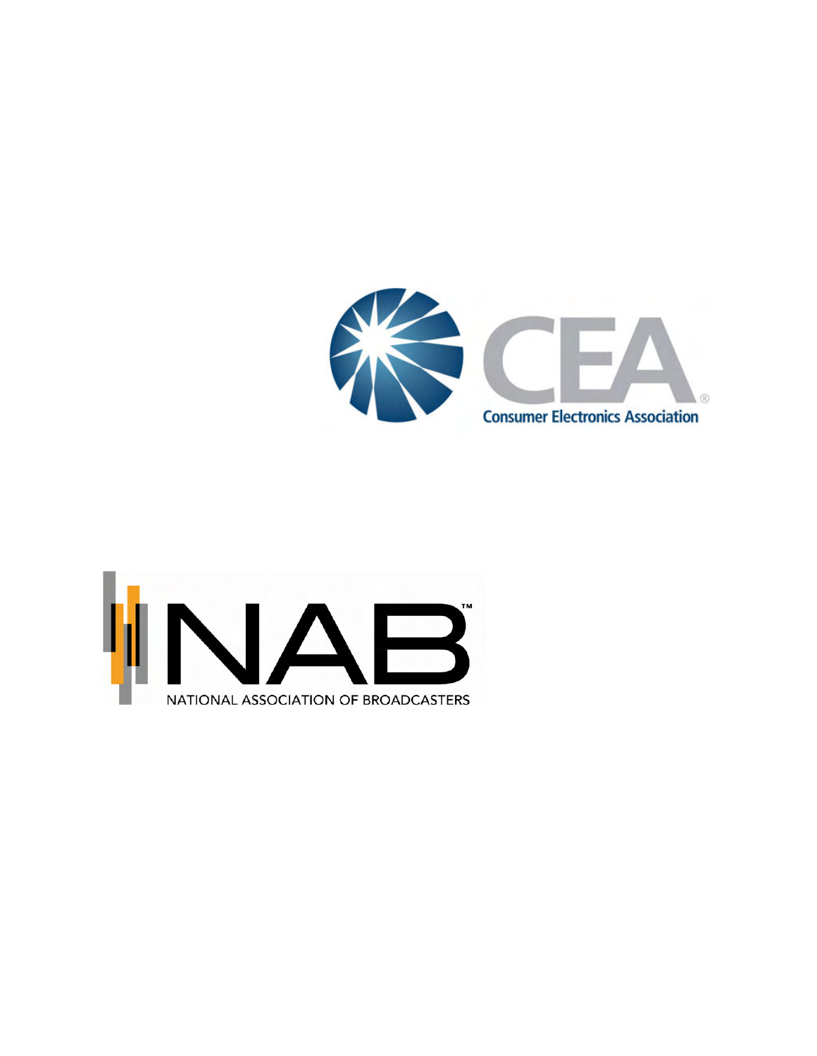CEA®

Consumer Electronics Association

NAB™

NATIONAL ASSOCIATION OF BROADCASTERS